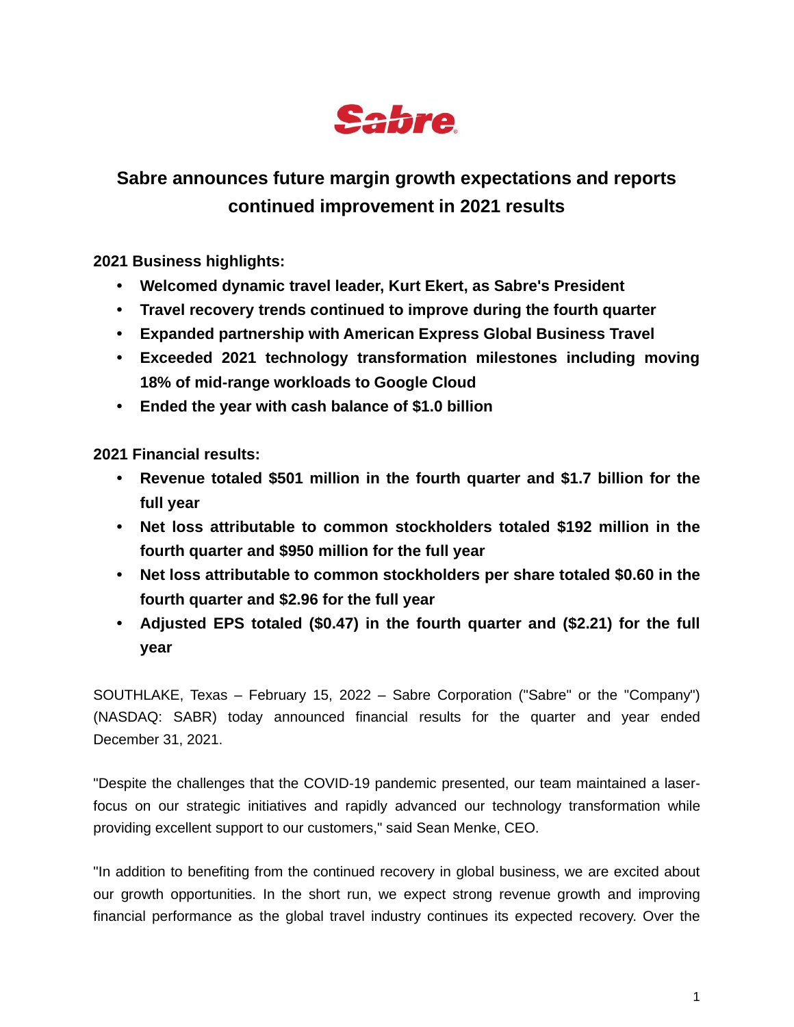# Sabre announces future margin growth expectations and reports continued improvement in 2021 results

**2021 Business highlights:**

- **Welcomed dynamic travel leader, Kurt Ekert, as Sabre's President**
- **Travel recovery trends continued to improve during the fourth quarter**
- **Expanded partnership with American Express Global Business Travel**
- **Exceeded 2021 technology transformation milestones including moving 18% of mid-range workloads to Google Cloud**
- **Ended the year with cash balance of $1.0 billion**

**2021 Financial results:**

- **Revenue totaled $501 million in the fourth quarter and $1.7 billion for the full year**
- **Net loss attributable to common stockholders totaled $192 million in the fourth quarter and $950 million for the full year**
- **Net loss attributable to common stockholders per share totaled $0.60 in the fourth quarter and $2.96 for the full year**
- **Adjusted EPS totaled ($0.47) in the fourth quarter and ($2.21) for the full year**

SOUTHLAKE, Texas – February 15, 2022 – Sabre Corporation ("Sabre" or the "Company") (NASDAQ: SABR) today announced financial results for the quarter and year ended December 31, 2021.

"Despite the challenges that the COVID-19 pandemic presented, our team maintained a laser-focus on our strategic initiatives and rapidly advanced our technology transformation while providing excellent support to our customers," said Sean Menke, CEO.

"In addition to benefiting from the continued recovery in global business, we are excited about our growth opportunities. In the short run, we expect strong revenue growth and improving financial performance as the global travel industry continues its expected recovery. Over the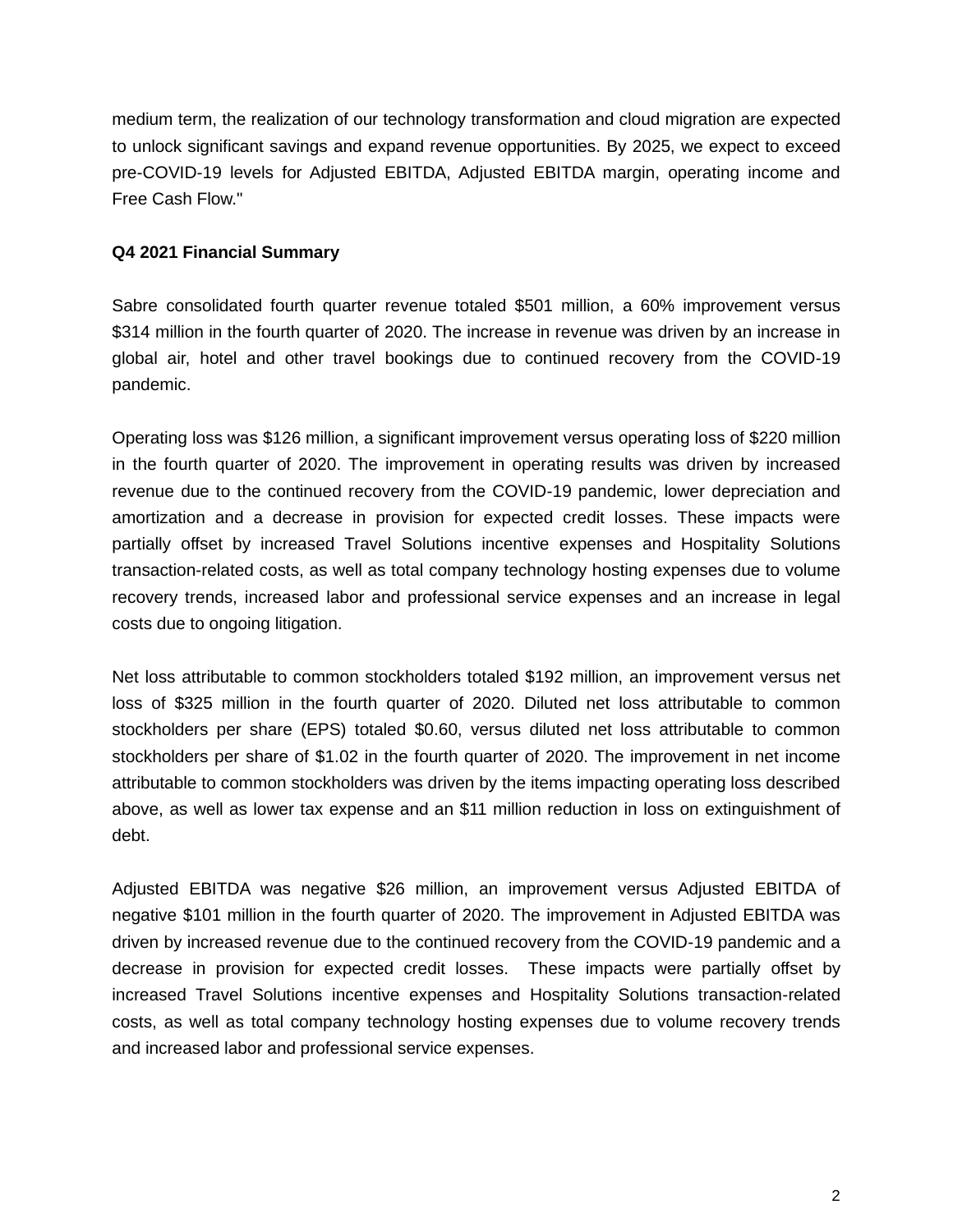medium term, the realization of our technology transformation and cloud migration are expected to unlock significant savings and expand revenue opportunities. By 2025, we expect to exceed pre-COVID-19 levels for Adjusted EBITDA, Adjusted EBITDA margin, operating income and Free Cash Flow."

**Q4 2021 Financial Summary**

Sabre consolidated fourth quarter revenue totaled $501 million, a 60% improvement versus $314 million in the fourth quarter of 2020. The increase in revenue was driven by an increase in global air, hotel and other travel bookings due to continued recovery from the COVID-19 pandemic.

Operating loss was $126 million, a significant improvement versus operating loss of $220 million in the fourth quarter of 2020. The improvement in operating results was driven by increased revenue due to the continued recovery from the COVID-19 pandemic, lower depreciation and amortization and a decrease in provision for expected credit losses. These impacts were partially offset by increased Travel Solutions incentive expenses and Hospitality Solutions transaction-related costs, as well as total company technology hosting expenses due to volume recovery trends, increased labor and professional service expenses and an increase in legal costs due to ongoing litigation.

Net loss attributable to common stockholders totaled $192 million, an improvement versus net loss of $325 million in the fourth quarter of 2020. Diluted net loss attributable to common stockholders per share (EPS) totaled $0.60, versus diluted net loss attributable to common stockholders per share of $1.02 in the fourth quarter of 2020. The improvement in net income attributable to common stockholders was driven by the items impacting operating loss described above, as well as lower tax expense and an $11 million reduction in loss on extinguishment of debt.

Adjusted EBITDA was negative $26 million, an improvement versus Adjusted EBITDA of negative $101 million in the fourth quarter of 2020. The improvement in Adjusted EBITDA was driven by increased revenue due to the continued recovery from the COVID-19 pandemic and a decrease in provision for expected credit losses. These impacts were partially offset by increased Travel Solutions incentive expenses and Hospitality Solutions transaction-related costs, as well as total company technology hosting expenses due to volume recovery trends and increased labor and professional service expenses.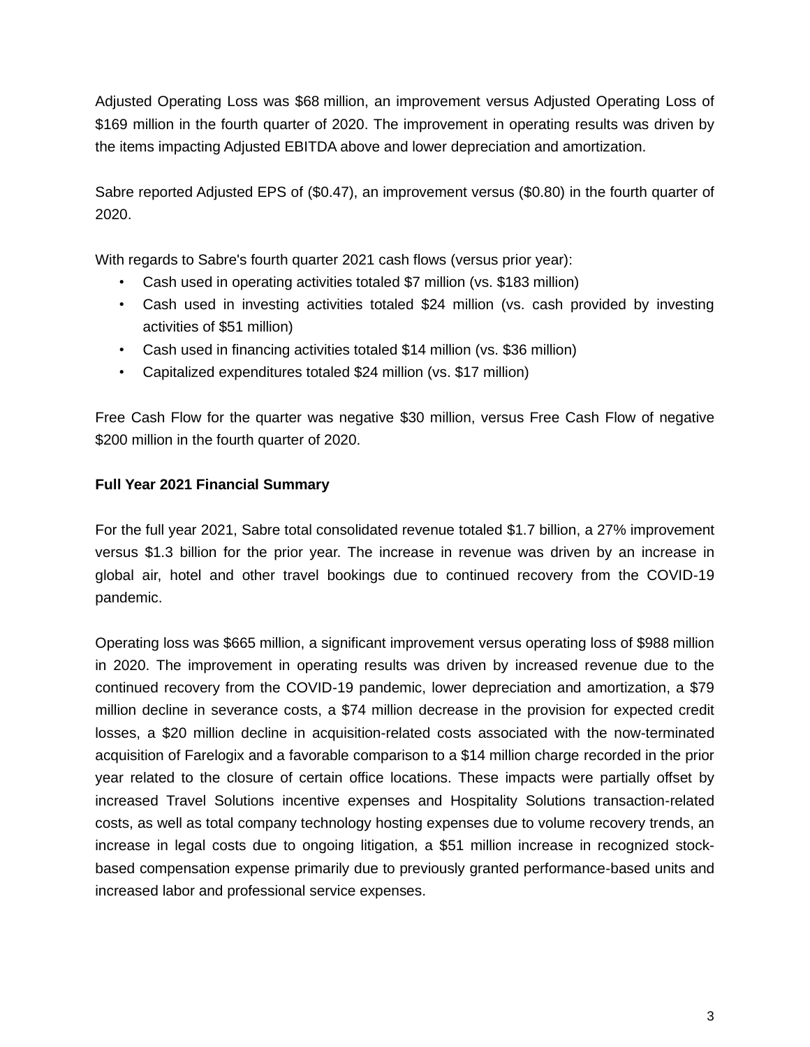Adjusted Operating Loss was $68 million, an improvement versus Adjusted Operating Loss of $169 million in the fourth quarter of 2020. The improvement in operating results was driven by the items impacting Adjusted EBITDA above and lower depreciation and amortization.

Sabre reported Adjusted EPS of ($0.47), an improvement versus ($0.80) in the fourth quarter of 2020.

With regards to Sabre's fourth quarter 2021 cash flows (versus prior year):

- Cash used in operating activities totaled $7 million (vs. $183 million)
- Cash used in investing activities totaled $24 million (vs. cash provided by investing activities of $51 million)
- Cash used in financing activities totaled $14 million (vs. $36 million)
- Capitalized expenditures totaled $24 million (vs. $17 million)

Free Cash Flow for the quarter was negative $30 million, versus Free Cash Flow of negative $200 million in the fourth quarter of 2020.

**Full Year 2021 Financial Summary**

For the full year 2021, Sabre total consolidated revenue totaled $1.7 billion, a 27% improvement versus $1.3 billion for the prior year. The increase in revenue was driven by an increase in global air, hotel and other travel bookings due to continued recovery from the COVID-19 pandemic.

Operating loss was $665 million, a significant improvement versus operating loss of $988 million in 2020. The improvement in operating results was driven by increased revenue due to the continued recovery from the COVID-19 pandemic, lower depreciation and amortization, a $79 million decline in severance costs, a $74 million decrease in the provision for expected credit losses, a $20 million decline in acquisition-related costs associated with the now-terminated acquisition of Farelogix and a favorable comparison to a $14 million charge recorded in the prior year related to the closure of certain office locations. These impacts were partially offset by increased Travel Solutions incentive expenses and Hospitality Solutions transaction-related costs, as well as total company technology hosting expenses due to volume recovery trends, an increase in legal costs due to ongoing litigation, a $51 million increase in recognized stock-based compensation expense primarily due to previously granted performance-based units and increased labor and professional service expenses.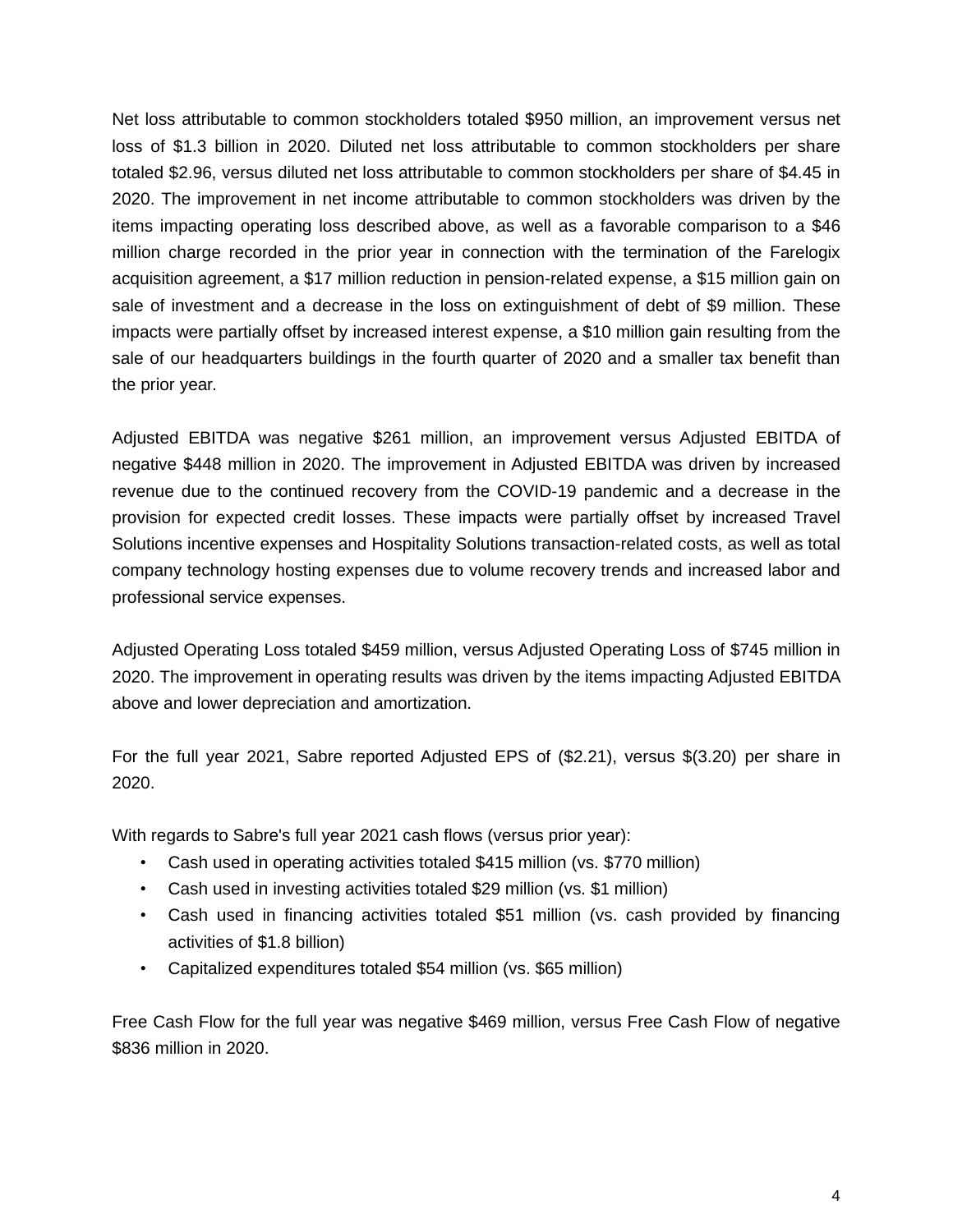Net loss attributable to common stockholders totaled $950 million, an improvement versus net loss of $1.3 billion in 2020. Diluted net loss attributable to common stockholders per share totaled $2.96, versus diluted net loss attributable to common stockholders per share of $4.45 in 2020. The improvement in net income attributable to common stockholders was driven by the items impacting operating loss described above, as well as a favorable comparison to a $46 million charge recorded in the prior year in connection with the termination of the Farelogix acquisition agreement, a $17 million reduction in pension-related expense, a $15 million gain on sale of investment and a decrease in the loss on extinguishment of debt of $9 million. These impacts were partially offset by increased interest expense, a $10 million gain resulting from the sale of our headquarters buildings in the fourth quarter of 2020 and a smaller tax benefit than the prior year.

Adjusted EBITDA was negative $261 million, an improvement versus Adjusted EBITDA of negative $448 million in 2020. The improvement in Adjusted EBITDA was driven by increased revenue due to the continued recovery from the COVID-19 pandemic and a decrease in the provision for expected credit losses. These impacts were partially offset by increased Travel Solutions incentive expenses and Hospitality Solutions transaction-related costs, as well as total company technology hosting expenses due to volume recovery trends and increased labor and professional service expenses.

Adjusted Operating Loss totaled $459 million, versus Adjusted Operating Loss of $745 million in 2020. The improvement in operating results was driven by the items impacting Adjusted EBITDA above and lower depreciation and amortization.

For the full year 2021, Sabre reported Adjusted EPS of ($2.21), versus $(3.20) per share in 2020.

With regards to Sabre's full year 2021 cash flows (versus prior year):

- Cash used in operating activities totaled $415 million (vs. $770 million)
- Cash used in investing activities totaled $29 million (vs. $1 million)
- Cash used in financing activities totaled $51 million (vs. cash provided by financing activities of $1.8 billion)
- Capitalized expenditures totaled $54 million (vs. $65 million)

Free Cash Flow for the full year was negative $469 million, versus Free Cash Flow of negative $836 million in 2020.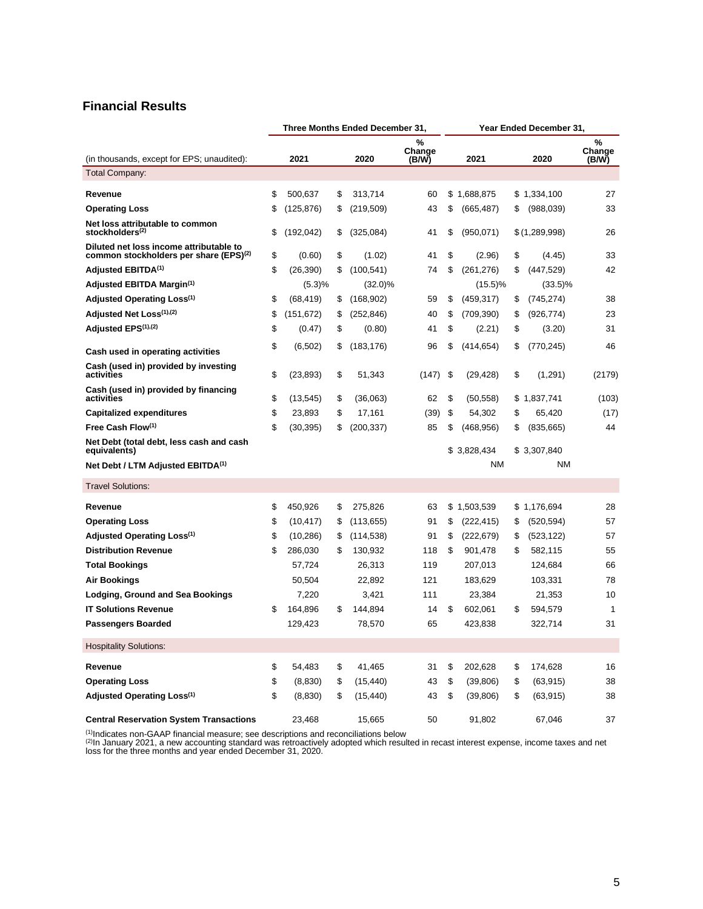## Financial Results

| (in thousands, except for EPS; unaudited): | Three Months Ended December 31, 2021 | 2020 | % Change (B/W) | Year Ended December 31, 2021 | 2020 | % Change (B/W) |
|---|---|---|---|---|---|---|
| Total Company: | | | | | | |
| **Revenue** | $ 500,637 | $ 313,714 | 60 | $ 1,688,875 | $ 1,334,100 | 27 |
| **Operating Loss** | $ (125,876) | $ (219,509) | 43 | $ (665,487) | $ (988,039) | 33 |
| **Net loss attributable to common stockholders**[(2)] | $ (192,042) | $ (325,084) | 41 | $ (950,071) | $ (1,289,998) | 26 |
| **Diluted net loss income attributable to common stockholders per share (EPS)**[(2)] | $ (0.60) | $ (1.02) | 41 | $ (2.96) | $ (4.45) | 33 |
| **Adjusted EBITDA**[(1)] | $ (26,390) | $ (100,541) | 74 | $ (261,276) | $ (447,529) | 42 |
| **Adjusted EBITDA Margin**[(1)] | (5.3)% | (32.0)% | | (15.5)% | (33.5)% | |
| **Adjusted Operating Loss**[(1)] | $ (68,419) | $ (168,902) | 59 | $ (459,317) | $ (745,274) | 38 |
| **Adjusted Net Loss**[(1),(2)] | $ (151,672) | $ (252,846) | 40 | $ (709,390) | $ (926,774) | 23 |
| **Adjusted EPS**[(1),(2)] | $ (0.47) | $ (0.80) | 41 | $ (2.21) | $ (3.20) | 31 |
| **Cash used in operating activities** | $ (6,502) | $ (183,176) | 96 | $ (414,654) | $ (770,245) | 46 |
| **Cash (used in) provided by investing activities** | $ (23,893) | $ 51,343 | (147) | $ (29,428) | $ (1,291) | (2179) |
| **Cash (used in) provided by financing activities** | $ (13,545) | $ (36,063) | 62 | $ (50,558) | $ 1,837,741 | (103) |
| **Capitalized expenditures** | $ 23,893 | $ 17,161 | (39) | $ 54,302 | $ 65,420 | (17) |
| **Free Cash Flow**[(1)] | $ (30,395) | $ (200,337) | 85 | $ (468,956) | $ (835,665) | 44 |
| **Net Debt (total debt, less cash and cash equivalents)** | | | | $ 3,828,434 | $ 3,307,840 | |
| **Net Debt / LTM Adjusted EBITDA**[(1)] | | | | NM | NM | |
| Travel Solutions: | | | | | | |
| **Revenue** | $ 450,926 | $ 275,826 | 63 | $ 1,503,539 | $ 1,176,694 | 28 |
| **Operating Loss** | $ (10,417) | $ (113,655) | 91 | $ (222,415) | $ (520,594) | 57 |
| **Adjusted Operating Loss**[(1)] | $ (10,286) | $ (114,538) | 91 | $ (222,679) | $ (523,122) | 57 |
| **Distribution Revenue** | $ 286,030 | $ 130,932 | 118 | $ 901,478 | $ 582,115 | 55 |
| **Total Bookings** | 57,724 | 26,313 | 119 | 207,013 | 124,684 | 66 |
| **Air Bookings** | 50,504 | 22,892 | 121 | 183,629 | 103,331 | 78 |
| **Lodging, Ground and Sea Bookings** | 7,220 | 3,421 | 111 | 23,384 | 21,353 | 10 |
| **IT Solutions Revenue** | $ 164,896 | $ 144,894 | 14 | $ 602,061 | $ 594,579 | 1 |
| **Passengers Boarded** | 129,423 | 78,570 | 65 | 423,838 | 322,714 | 31 |
| Hospitality Solutions: | | | | | | |
| **Revenue** | $ 54,483 | $ 41,465 | 31 | $ 202,628 | $ 174,628 | 16 |
| **Operating Loss** | $ (8,830) | $ (15,440) | 43 | $ (39,806) | $ (63,915) | 38 |
| **Adjusted Operating Loss**[(1)] | $ (8,830) | $ (15,440) | 43 | $ (39,806) | $ (63,915) | 38 |
| **Central Reservation System Transactions** | 23,468 | 15,665 | 50 | 91,802 | 67,046 | 37 |

[(1)]Indicates non-GAAP financial measure; see descriptions and reconciliations below
[(2)]In January 2021, a new accounting standard was retroactively adopted which resulted in recast interest expense, income taxes and net loss for the three months and year ended December 31, 2020.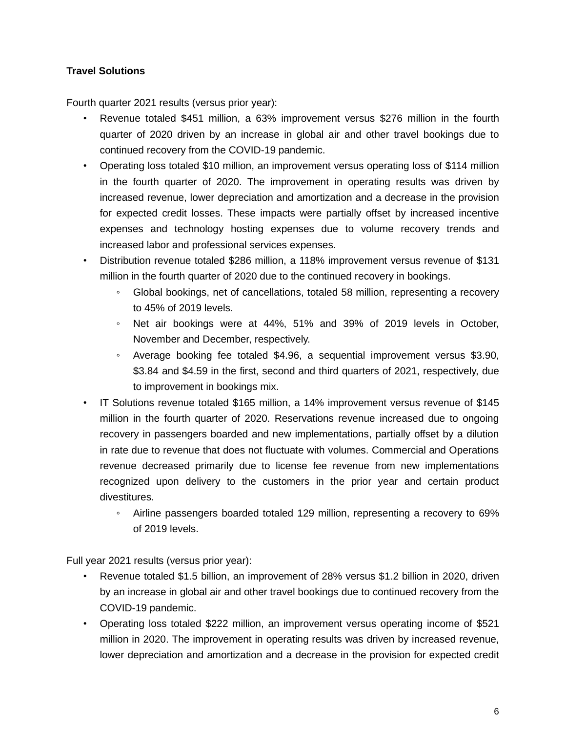**Travel Solutions**

Fourth quarter 2021 results (versus prior year):

- Revenue totaled $451 million, a 63% improvement versus $276 million in the fourth quarter of 2020 driven by an increase in global air and other travel bookings due to continued recovery from the COVID-19 pandemic.
- Operating loss totaled $10 million, an improvement versus operating loss of $114 million in the fourth quarter of 2020. The improvement in operating results was driven by increased revenue, lower depreciation and amortization and a decrease in the provision for expected credit losses. These impacts were partially offset by increased incentive expenses and technology hosting expenses due to volume recovery trends and increased labor and professional services expenses.
- Distribution revenue totaled $286 million, a 118% improvement versus revenue of $131 million in the fourth quarter of 2020 due to the continued recovery in bookings.
    - Global bookings, net of cancellations, totaled 58 million, representing a recovery to 45% of 2019 levels.
    - Net air bookings were at 44%, 51% and 39% of 2019 levels in October, November and December, respectively.
    - Average booking fee totaled $4.96, a sequential improvement versus $3.90, $3.84 and $4.59 in the first, second and third quarters of 2021, respectively, due to improvement in bookings mix.
- IT Solutions revenue totaled $165 million, a 14% improvement versus revenue of $145 million in the fourth quarter of 2020. Reservations revenue increased due to ongoing recovery in passengers boarded and new implementations, partially offset by a dilution in rate due to revenue that does not fluctuate with volumes. Commercial and Operations revenue decreased primarily due to license fee revenue from new implementations recognized upon delivery to the customers in the prior year and certain product divestitures.
    - Airline passengers boarded totaled 129 million, representing a recovery to 69% of 2019 levels.

Full year 2021 results (versus prior year):

- Revenue totaled $1.5 billion, an improvement of 28% versus $1.2 billion in 2020, driven by an increase in global air and other travel bookings due to continued recovery from the COVID-19 pandemic.
- Operating loss totaled $222 million, an improvement versus operating income of $521 million in 2020. The improvement in operating results was driven by increased revenue, lower depreciation and amortization and a decrease in the provision for expected credit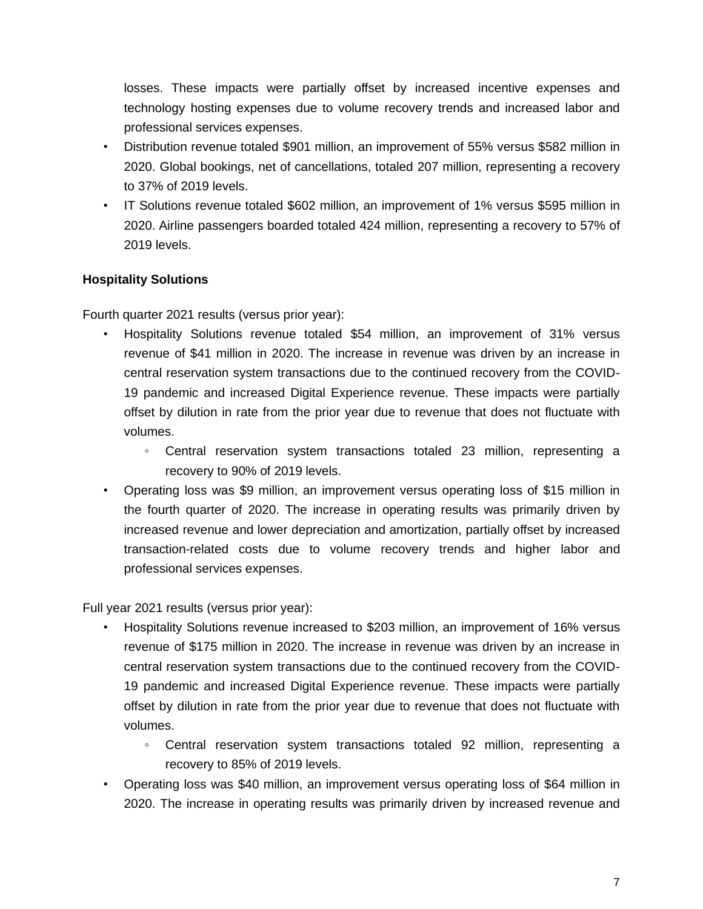losses. These impacts were partially offset by increased incentive expenses and technology hosting expenses due to volume recovery trends and increased labor and professional services expenses.

- Distribution revenue totaled $901 million, an improvement of 55% versus $582 million in 2020. Global bookings, net of cancellations, totaled 207 million, representing a recovery to 37% of 2019 levels.
- IT Solutions revenue totaled $602 million, an improvement of 1% versus $595 million in 2020. Airline passengers boarded totaled 424 million, representing a recovery to 57% of 2019 levels.

**Hospitality Solutions**

Fourth quarter 2021 results (versus prior year):

- Hospitality Solutions revenue totaled $54 million, an improvement of 31% versus revenue of $41 million in 2020. The increase in revenue was driven by an increase in central reservation system transactions due to the continued recovery from the COVID-19 pandemic and increased Digital Experience revenue. These impacts were partially offset by dilution in rate from the prior year due to revenue that does not fluctuate with volumes.
    - Central reservation system transactions totaled 23 million, representing a recovery to 90% of 2019 levels.
- Operating loss was $9 million, an improvement versus operating loss of $15 million in the fourth quarter of 2020. The increase in operating results was primarily driven by increased revenue and lower depreciation and amortization, partially offset by increased transaction-related costs due to volume recovery trends and higher labor and professional services expenses.

Full year 2021 results (versus prior year):

- Hospitality Solutions revenue increased to $203 million, an improvement of 16% versus revenue of $175 million in 2020. The increase in revenue was driven by an increase in central reservation system transactions due to the continued recovery from the COVID-19 pandemic and increased Digital Experience revenue. These impacts were partially offset by dilution in rate from the prior year due to revenue that does not fluctuate with volumes.
    - Central reservation system transactions totaled 92 million, representing a recovery to 85% of 2019 levels.
- Operating loss was $40 million, an improvement versus operating loss of $64 million in 2020. The increase in operating results was primarily driven by increased revenue and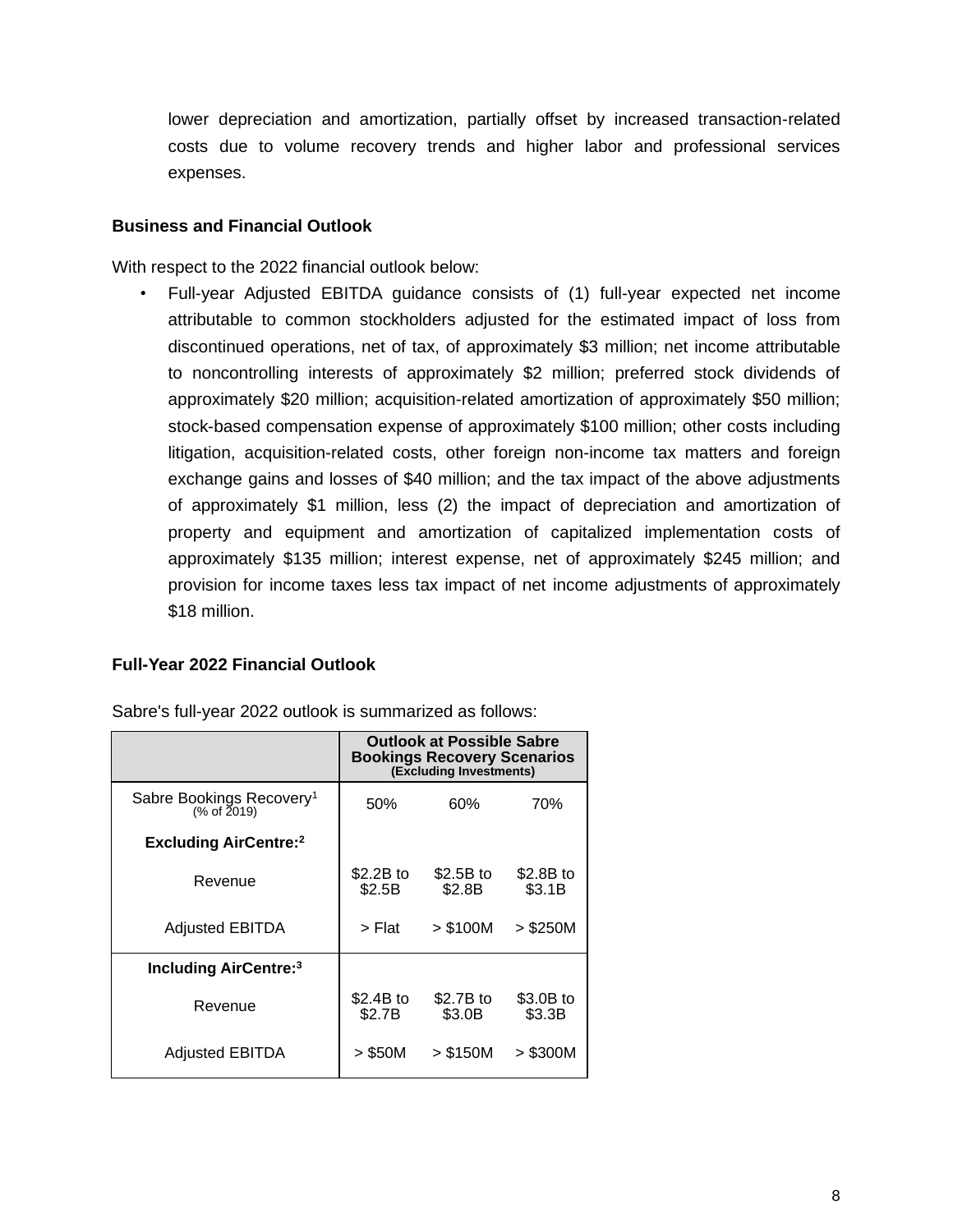lower depreciation and amortization, partially offset by increased transaction-related costs due to volume recovery trends and higher labor and professional services expenses.

**Business and Financial Outlook**

With respect to the 2022 financial outlook below:

- Full-year Adjusted EBITDA guidance consists of (1) full-year expected net income attributable to common stockholders adjusted for the estimated impact of loss from discontinued operations, net of tax, of approximately $3 million; net income attributable to noncontrolling interests of approximately $2 million; preferred stock dividends of approximately $20 million; acquisition-related amortization of approximately $50 million; stock-based compensation expense of approximately $100 million; other costs including litigation, acquisition-related costs, other foreign non-income tax matters and foreign exchange gains and losses of $40 million; and the tax impact of the above adjustments of approximately $1 million, less (2) the impact of depreciation and amortization of property and equipment and amortization of capitalized implementation costs of approximately $135 million; interest expense, net of approximately $245 million; and provision for income taxes less tax impact of net income adjustments of approximately $18 million.

**Full-Year 2022 Financial Outlook**

Sabre's full-year 2022 outlook is summarized as follows:

| | **Outlook at Possible Sabre Bookings Recovery Scenarios** (Excluding Investments) | | |
|---|---|---|---|
| Sabre Bookings Recovery[1] (% of 2019) | 50% | 60% | 70% |
| **Excluding AirCentre:[2]** | | | |
| Revenue | $2.2B to $2.5B | $2.5B to $2.8B | $2.8B to $3.1B |
| Adjusted EBITDA | > Flat | > $100M | > $250M |
| **Including AirCentre:[3]** | | | |
| Revenue | $2.4B to $2.7B | $2.7B to $3.0B | $3.0B to $3.3B |
| Adjusted EBITDA | > $50M | > $150M | > $300M |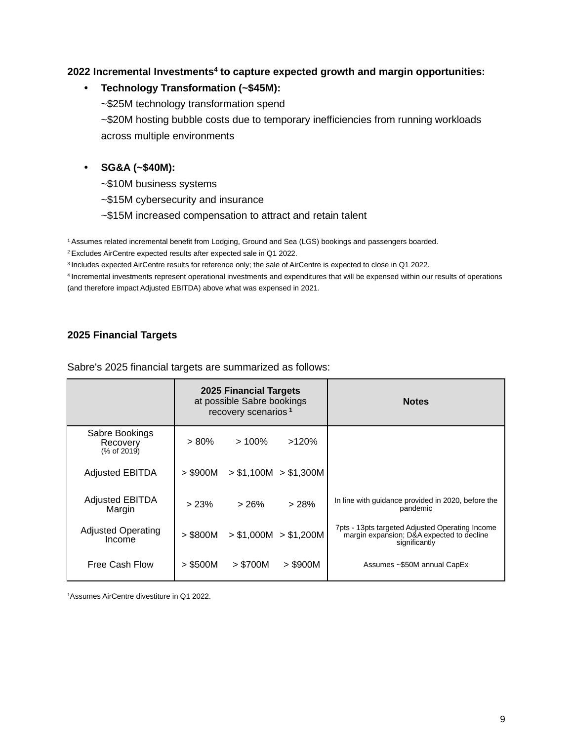**2022 Incremental Investments[4] to capture expected growth and margin opportunities:**

- **Technology Transformation (~$45M):**
  ~$25M technology transformation spend
  ~$20M hosting bubble costs due to temporary inefficiencies from running workloads across multiple environments

- **SG&A (~$40M):**
  ~$10M business systems
  ~$15M cybersecurity and insurance
  ~$15M increased compensation to attract and retain talent

[1] Assumes related incremental benefit from Lodging, Ground and Sea (LGS) bookings and passengers boarded.
[2] Excludes AirCentre expected results after expected sale in Q1 2022.
[3] Includes expected AirCentre results for reference only; the sale of AirCentre is expected to close in Q1 2022.
[4] Incremental investments represent operational investments and expenditures that will be expensed within our results of operations (and therefore impact Adjusted EBITDA) above what was expensed in 2021.

**2025 Financial Targets**

Sabre's 2025 financial targets are summarized as follows:

| | **2025 Financial Targets** at possible Sabre bookings recovery scenarios [1] | | | **Notes** |
|---|---|---|---|---|
| Sabre Bookings Recovery (% of 2019) | > 80% | > 100% | >120% | |
| Adjusted EBITDA | > $900M | > $1,100M | > $1,300M | |
| Adjusted EBITDA Margin | > 23% | > 26% | > 28% | In line with guidance provided in 2020, before the pandemic |
| Adjusted Operating Income | > $800M | > $1,000M | > $1,200M | 7pts - 13pts targeted Adjusted Operating Income margin expansion; D&A expected to decline significantly |
| Free Cash Flow | > $500M | > $700M | > $900M | Assumes ~$50M annual CapEx |

[1]Assumes AirCentre divestiture in Q1 2022.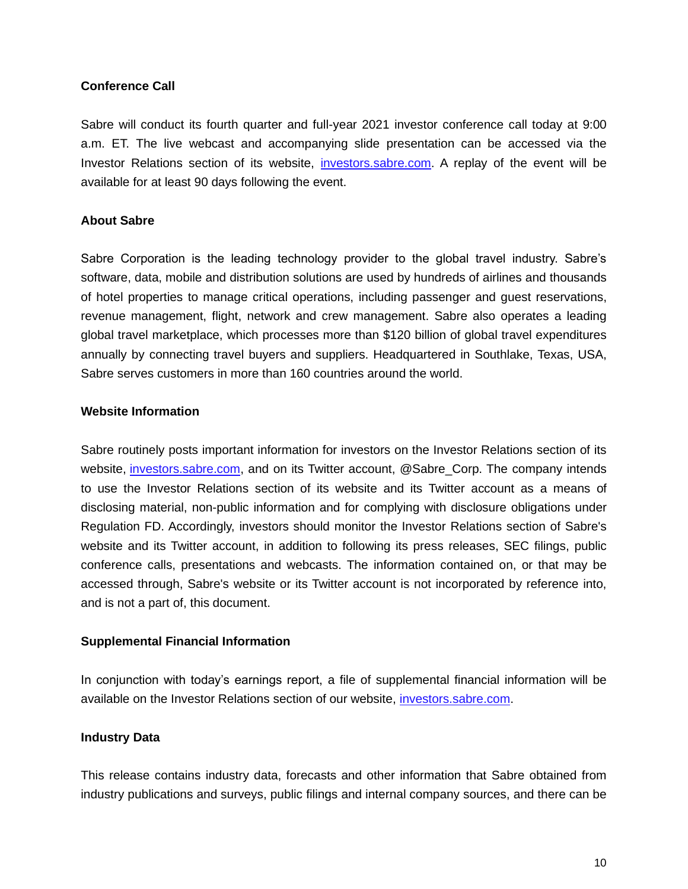**Conference Call**

Sabre will conduct its fourth quarter and full-year 2021 investor conference call today at 9:00 a.m. ET. The live webcast and accompanying slide presentation can be accessed via the Investor Relations section of its website, investors.sabre.com. A replay of the event will be available for at least 90 days following the event.

**About Sabre**

Sabre Corporation is the leading technology provider to the global travel industry. Sabre's software, data, mobile and distribution solutions are used by hundreds of airlines and thousands of hotel properties to manage critical operations, including passenger and guest reservations, revenue management, flight, network and crew management. Sabre also operates a leading global travel marketplace, which processes more than $120 billion of global travel expenditures annually by connecting travel buyers and suppliers. Headquartered in Southlake, Texas, USA, Sabre serves customers in more than 160 countries around the world.

**Website Information**

Sabre routinely posts important information for investors on the Investor Relations section of its website, investors.sabre.com, and on its Twitter account, @Sabre_Corp. The company intends to use the Investor Relations section of its website and its Twitter account as a means of disclosing material, non-public information and for complying with disclosure obligations under Regulation FD. Accordingly, investors should monitor the Investor Relations section of Sabre's website and its Twitter account, in addition to following its press releases, SEC filings, public conference calls, presentations and webcasts. The information contained on, or that may be accessed through, Sabre's website or its Twitter account is not incorporated by reference into, and is not a part of, this document.

**Supplemental Financial Information**

In conjunction with today's earnings report, a file of supplemental financial information will be available on the Investor Relations section of our website, investors.sabre.com.

**Industry Data**

This release contains industry data, forecasts and other information that Sabre obtained from industry publications and surveys, public filings and internal company sources, and there can be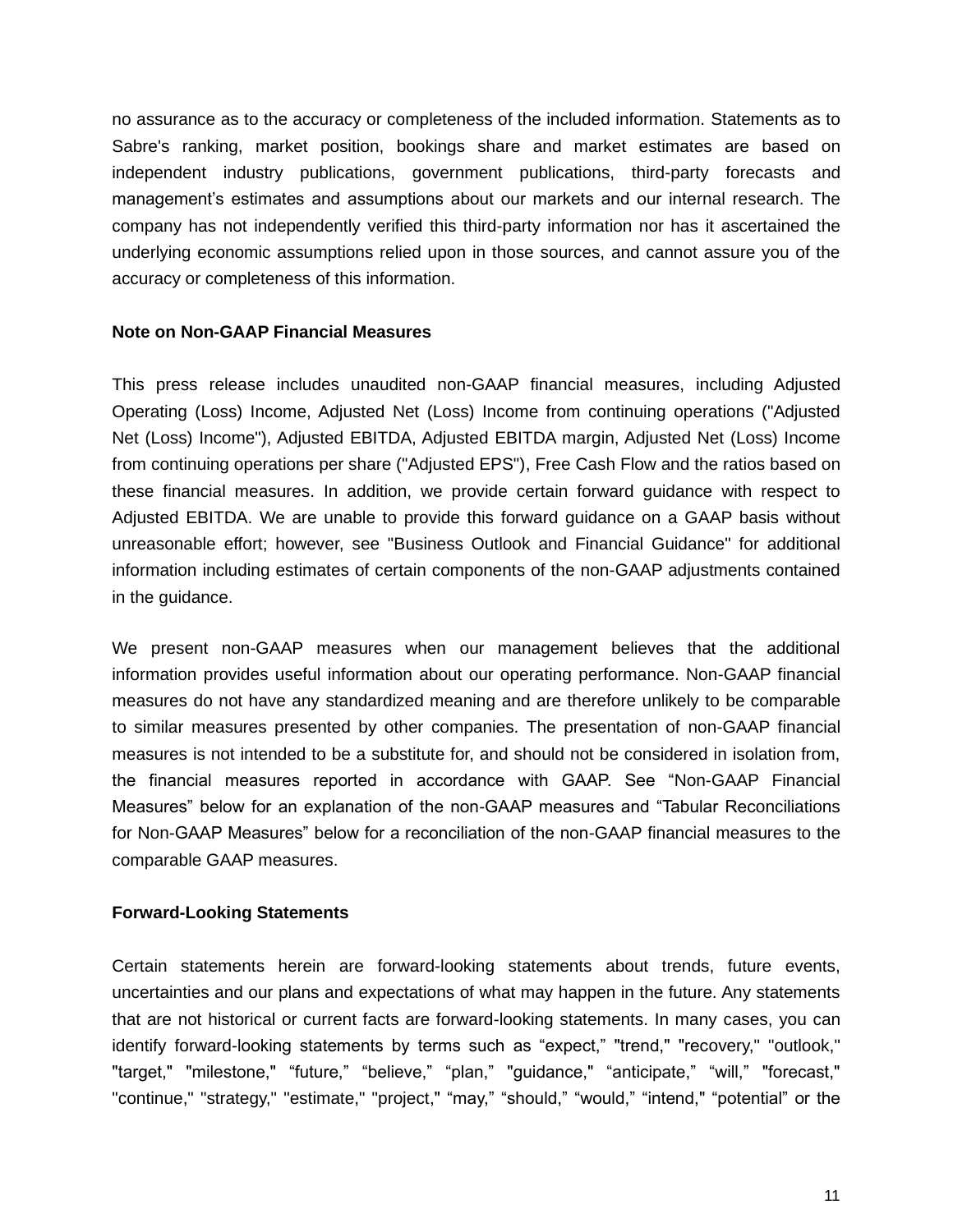no assurance as to the accuracy or completeness of the included information. Statements as to Sabre's ranking, market position, bookings share and market estimates are based on independent industry publications, government publications, third-party forecasts and management's estimates and assumptions about our markets and our internal research. The company has not independently verified this third-party information nor has it ascertained the underlying economic assumptions relied upon in those sources, and cannot assure you of the accuracy or completeness of this information.

**Note on Non-GAAP Financial Measures**

This press release includes unaudited non-GAAP financial measures, including Adjusted Operating (Loss) Income, Adjusted Net (Loss) Income from continuing operations ("Adjusted Net (Loss) Income"), Adjusted EBITDA, Adjusted EBITDA margin, Adjusted Net (Loss) Income from continuing operations per share ("Adjusted EPS"), Free Cash Flow and the ratios based on these financial measures. In addition, we provide certain forward guidance with respect to Adjusted EBITDA. We are unable to provide this forward guidance on a GAAP basis without unreasonable effort; however, see "Business Outlook and Financial Guidance" for additional information including estimates of certain components of the non-GAAP adjustments contained in the guidance.

We present non-GAAP measures when our management believes that the additional information provides useful information about our operating performance. Non-GAAP financial measures do not have any standardized meaning and are therefore unlikely to be comparable to similar measures presented by other companies. The presentation of non-GAAP financial measures is not intended to be a substitute for, and should not be considered in isolation from, the financial measures reported in accordance with GAAP. See "Non-GAAP Financial Measures" below for an explanation of the non-GAAP measures and "Tabular Reconciliations for Non-GAAP Measures" below for a reconciliation of the non-GAAP financial measures to the comparable GAAP measures.

**Forward-Looking Statements**

Certain statements herein are forward-looking statements about trends, future events, uncertainties and our plans and expectations of what may happen in the future. Any statements that are not historical or current facts are forward-looking statements. In many cases, you can identify forward-looking statements by terms such as "expect," "trend," "recovery," "outlook," "target," "milestone," "future," "believe," "plan," "guidance," "anticipate," "will," "forecast," "continue," "strategy," "estimate," "project," "may," "should," "would," "intend," "potential" or the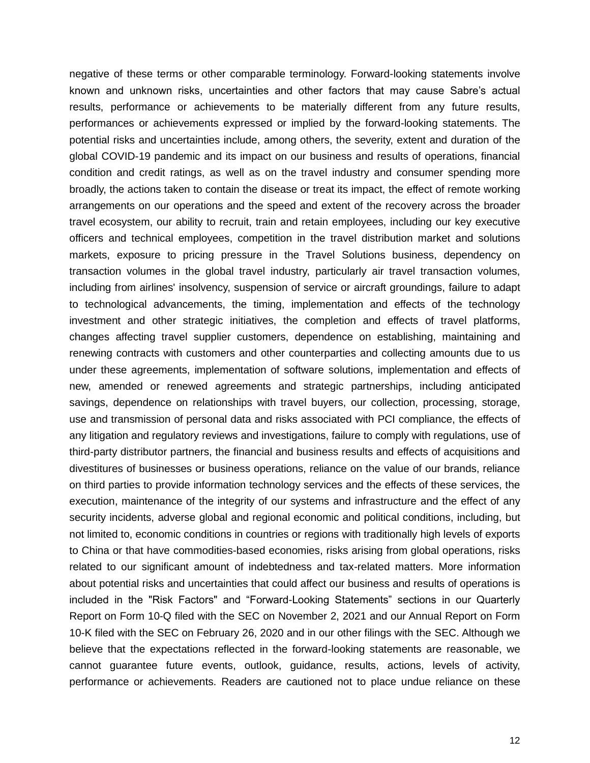negative of these terms or other comparable terminology. Forward-looking statements involve known and unknown risks, uncertainties and other factors that may cause Sabre's actual results, performance or achievements to be materially different from any future results, performances or achievements expressed or implied by the forward-looking statements. The potential risks and uncertainties include, among others, the severity, extent and duration of the global COVID-19 pandemic and its impact on our business and results of operations, financial condition and credit ratings, as well as on the travel industry and consumer spending more broadly, the actions taken to contain the disease or treat its impact, the effect of remote working arrangements on our operations and the speed and extent of the recovery across the broader travel ecosystem, our ability to recruit, train and retain employees, including our key executive officers and technical employees, competition in the travel distribution market and solutions markets, exposure to pricing pressure in the Travel Solutions business, dependency on transaction volumes in the global travel industry, particularly air travel transaction volumes, including from airlines' insolvency, suspension of service or aircraft groundings, failure to adapt to technological advancements, the timing, implementation and effects of the technology investment and other strategic initiatives, the completion and effects of travel platforms, changes affecting travel supplier customers, dependence on establishing, maintaining and renewing contracts with customers and other counterparties and collecting amounts due to us under these agreements, implementation of software solutions, implementation and effects of new, amended or renewed agreements and strategic partnerships, including anticipated savings, dependence on relationships with travel buyers, our collection, processing, storage, use and transmission of personal data and risks associated with PCI compliance, the effects of any litigation and regulatory reviews and investigations, failure to comply with regulations, use of third-party distributor partners, the financial and business results and effects of acquisitions and divestitures of businesses or business operations, reliance on the value of our brands, reliance on third parties to provide information technology services and the effects of these services, the execution, maintenance of the integrity of our systems and infrastructure and the effect of any security incidents, adverse global and regional economic and political conditions, including, but not limited to, economic conditions in countries or regions with traditionally high levels of exports to China or that have commodities-based economies, risks arising from global operations, risks related to our significant amount of indebtedness and tax-related matters. More information about potential risks and uncertainties that could affect our business and results of operations is included in the "Risk Factors" and "Forward-Looking Statements" sections in our Quarterly Report on Form 10-Q filed with the SEC on November 2, 2021 and our Annual Report on Form 10-K filed with the SEC on February 26, 2020 and in our other filings with the SEC. Although we believe that the expectations reflected in the forward-looking statements are reasonable, we cannot guarantee future events, outlook, guidance, results, actions, levels of activity, performance or achievements. Readers are cautioned not to place undue reliance on these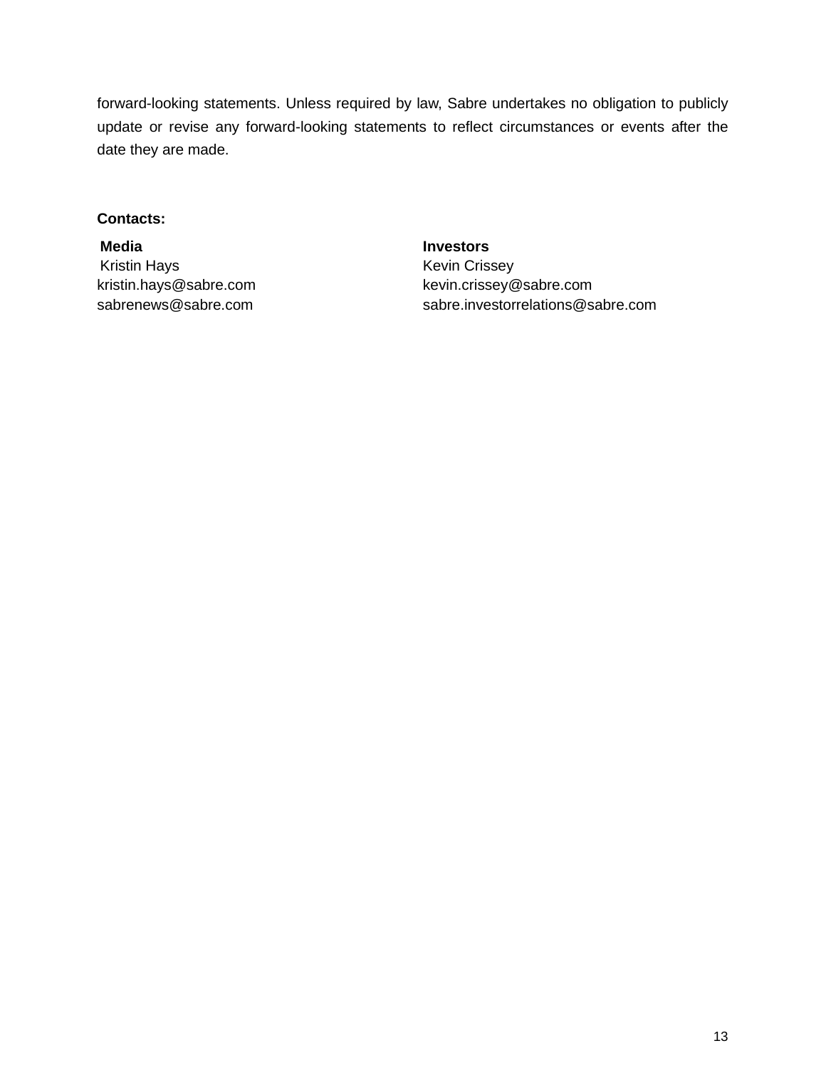forward-looking statements. Unless required by law, Sabre undertakes no obligation to publicly update or revise any forward-looking statements to reflect circumstances or events after the date they are made.

**Contacts:**

| **Media** | **Investors** |
|---|---|
| Kristin Hays | Kevin Crissey |
| kristin.hays@sabre.com | kevin.crissey@sabre.com |
| sabrenews@sabre.com | sabre.investorrelations@sabre.com |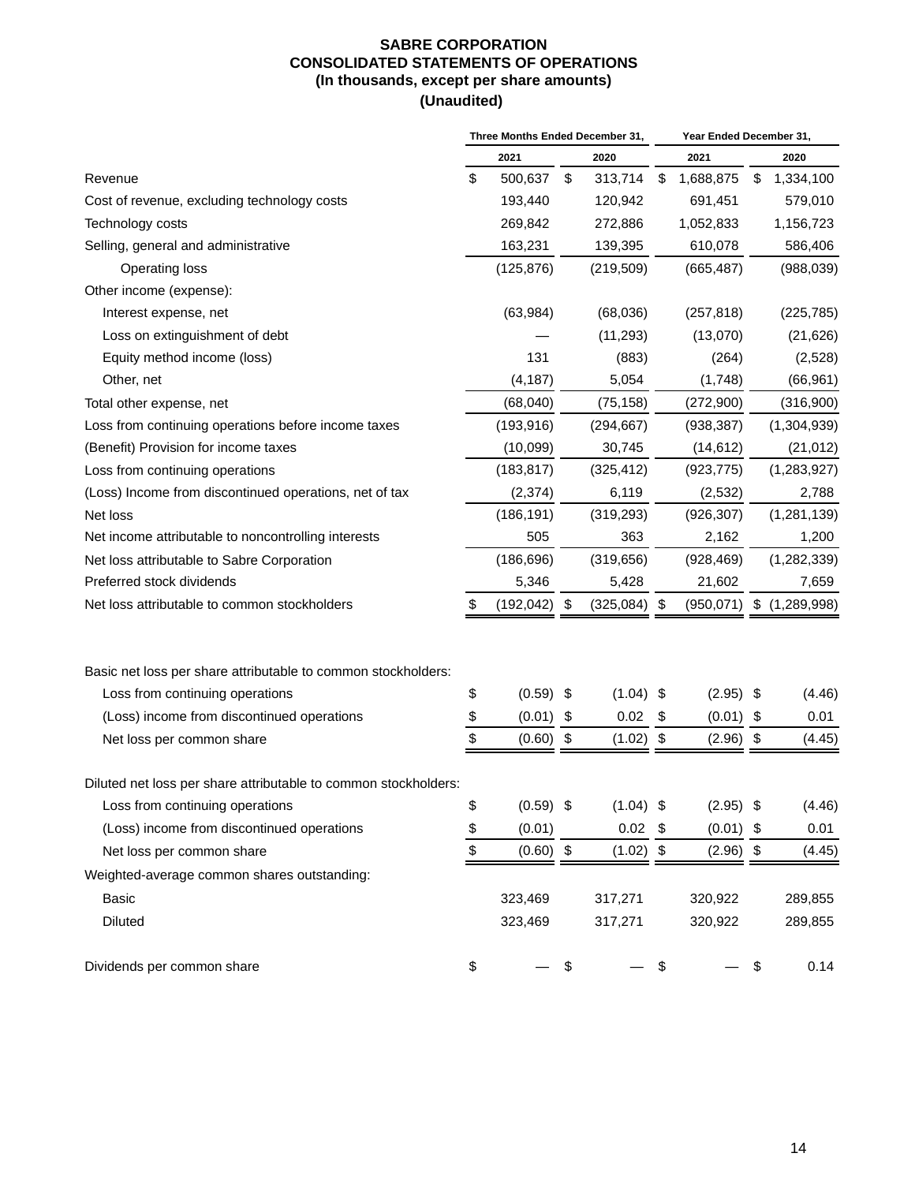# SABRE CORPORATION
## CONSOLIDATED STATEMENTS OF OPERATIONS
### (In thousands, except per share amounts)
### (Unaudited)

| | Three Months Ended December 31, | | Year Ended December 31, | |
|---|---|---|---|---|
| | 2021 | 2020 | 2021 | 2020 |
| Revenue | $ 500,637 | $ 313,714 | $ 1,688,875 | $ 1,334,100 |
| Cost of revenue, excluding technology costs | 193,440 | 120,942 | 691,451 | 579,010 |
| Technology costs | 269,842 | 272,886 | 1,052,833 | 1,156,723 |
| Selling, general and administrative | 163,231 | 139,395 | 610,078 | 586,406 |
| Operating loss | (125,876) | (219,509) | (665,487) | (988,039) |
| Other income (expense): | | | | |
| Interest expense, net | (63,984) | (68,036) | (257,818) | (225,785) |
| Loss on extinguishment of debt | — | (11,293) | (13,070) | (21,626) |
| Equity method income (loss) | 131 | (883) | (264) | (2,528) |
| Other, net | (4,187) | 5,054 | (1,748) | (66,961) |
| Total other expense, net | (68,040) | (75,158) | (272,900) | (316,900) |
| Loss from continuing operations before income taxes | (193,916) | (294,667) | (938,387) | (1,304,939) |
| (Benefit) Provision for income taxes | (10,099) | 30,745 | (14,612) | (21,012) |
| Loss from continuing operations | (183,817) | (325,412) | (923,775) | (1,283,927) |
| (Loss) Income from discontinued operations, net of tax | (2,374) | 6,119 | (2,532) | 2,788 |
| Net loss | (186,191) | (319,293) | (926,307) | (1,281,139) |
| Net income attributable to noncontrolling interests | 505 | 363 | 2,162 | 1,200 |
| Net loss attributable to Sabre Corporation | (186,696) | (319,656) | (928,469) | (1,282,339) |
| Preferred stock dividends | 5,346 | 5,428 | 21,602 | 7,659 |
| Net loss attributable to common stockholders | $ (192,042) | $ (325,084) | $ (950,071) | $ (1,289,998) |
| | | | | |
| Basic net loss per share attributable to common stockholders: | | | | |
| Loss from continuing operations | $ (0.59) | $ (1.04) | $ (2.95) | $ (4.46) |
| (Loss) income from discontinued operations | $ (0.01) | $ 0.02 | $ (0.01) | $ 0.01 |
| Net loss per common share | $ (0.60) | $ (1.02) | $ (2.96) | $ (4.45) |
| | | | | |
| Diluted net loss per share attributable to common stockholders: | | | | |
| Loss from continuing operations | $ (0.59) | $ (1.04) | $ (2.95) | $ (4.46) |
| (Loss) income from discontinued operations | $ (0.01) | 0.02 | $ (0.01) | $ 0.01 |
| Net loss per common share | $ (0.60) | $ (1.02) | $ (2.96) | $ (4.45) |
| Weighted-average common shares outstanding: | | | | |
| Basic | 323,469 | 317,271 | 320,922 | 289,855 |
| Diluted | 323,469 | 317,271 | 320,922 | 289,855 |
| | | | | |
| Dividends per common share | $ — | $ — | $ — | $ 0.14 |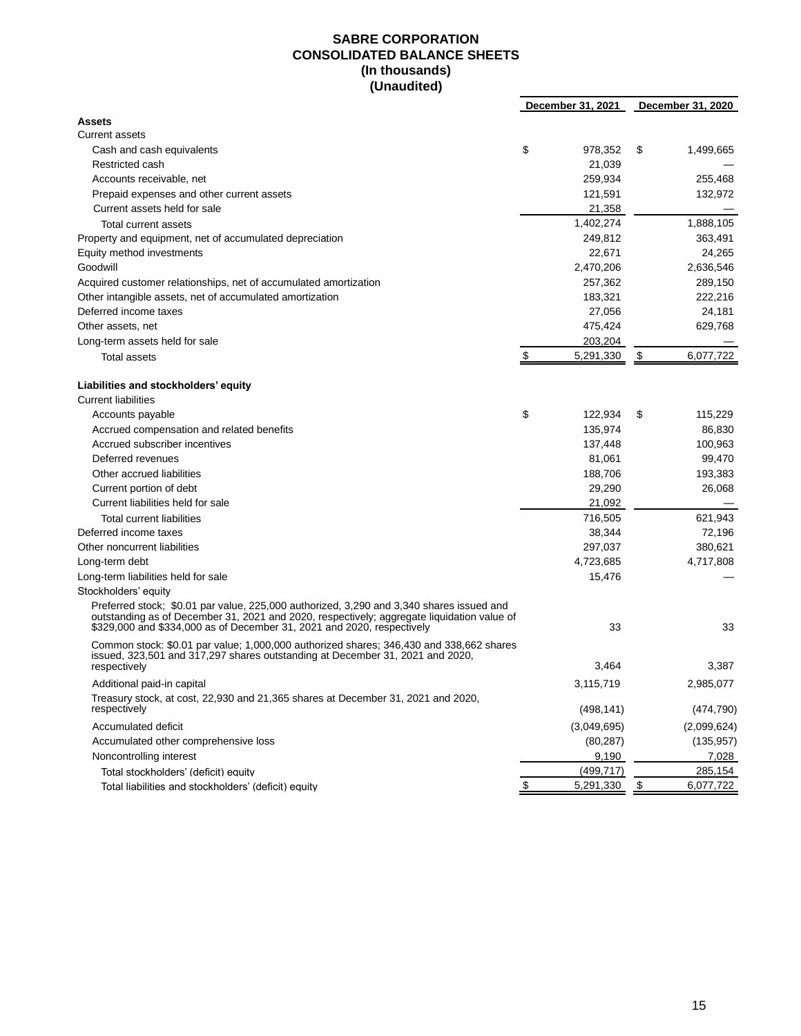# SABRE CORPORATION
## CONSOLIDATED BALANCE SHEETS
### (In thousands)
### (Unaudited)

| | December 31, 2021 | December 31, 2020 |
|---|---|---|
| **Assets** | | |
| Current assets | | |
| Cash and cash equivalents | $ 978,352 | $ 1,499,665 |
| Restricted cash | 21,039 | — |
| Accounts receivable, net | 259,934 | 255,468 |
| Prepaid expenses and other current assets | 121,591 | 132,972 |
| Current assets held for sale | 21,358 | — |
| Total current assets | 1,402,274 | 1,888,105 |
| Property and equipment, net of accumulated depreciation | 249,812 | 363,491 |
| Equity method investments | 22,671 | 24,265 |
| Goodwill | 2,470,206 | 2,636,546 |
| Acquired customer relationships, net of accumulated amortization | 257,362 | 289,150 |
| Other intangible assets, net of accumulated amortization | 183,321 | 222,216 |
| Deferred income taxes | 27,056 | 24,181 |
| Other assets, net | 475,424 | 629,768 |
| Long-term assets held for sale | 203,204 | — |
| Total assets | $ 5,291,330 | $ 6,077,722 |
| **Liabilities and stockholders' equity** | | |
| Current liabilities | | |
| Accounts payable | $ 122,934 | $ 115,229 |
| Accrued compensation and related benefits | 135,974 | 86,830 |
| Accrued subscriber incentives | 137,448 | 100,963 |
| Deferred revenues | 81,061 | 99,470 |
| Other accrued liabilities | 188,706 | 193,383 |
| Current portion of debt | 29,290 | 26,068 |
| Current liabilities held for sale | 21,092 | — |
| Total current liabilities | 716,505 | 621,943 |
| Deferred income taxes | 38,344 | 72,196 |
| Other noncurrent liabilities | 297,037 | 380,621 |
| Long-term debt | 4,723,685 | 4,717,808 |
| Long-term liabilities held for sale | 15,476 | — |
| Stockholders' equity | | |
| Preferred stock; $0.01 par value, 225,000 authorized, 3,290 and 3,340 shares issued and outstanding as of December 31, 2021 and 2020, respectively; aggregate liquidation value of $329,000 and $334,000 as of December 31, 2021 and 2020, respectively | 33 | 33 |
| Common stock: $0.01 par value; 1,000,000 authorized shares; 346,430 and 338,662 shares issued, 323,501 and 317,297 shares outstanding at December 31, 2021 and 2020, respectively | 3,464 | 3,387 |
| Additional paid-in capital | 3,115,719 | 2,985,077 |
| Treasury stock, at cost, 22,930 and 21,365 shares at December 31, 2021 and 2020, respectively | (498,141) | (474,790) |
| Accumulated deficit | (3,049,695) | (2,099,624) |
| Accumulated other comprehensive loss | (80,287) | (135,957) |
| Noncontrolling interest | 9,190 | 7,028 |
| Total stockholders' (deficit) equity | (499,717) | 285,154 |
| Total liabilities and stockholders' (deficit) equity | $ 5,291,330 | $ 6,077,722 |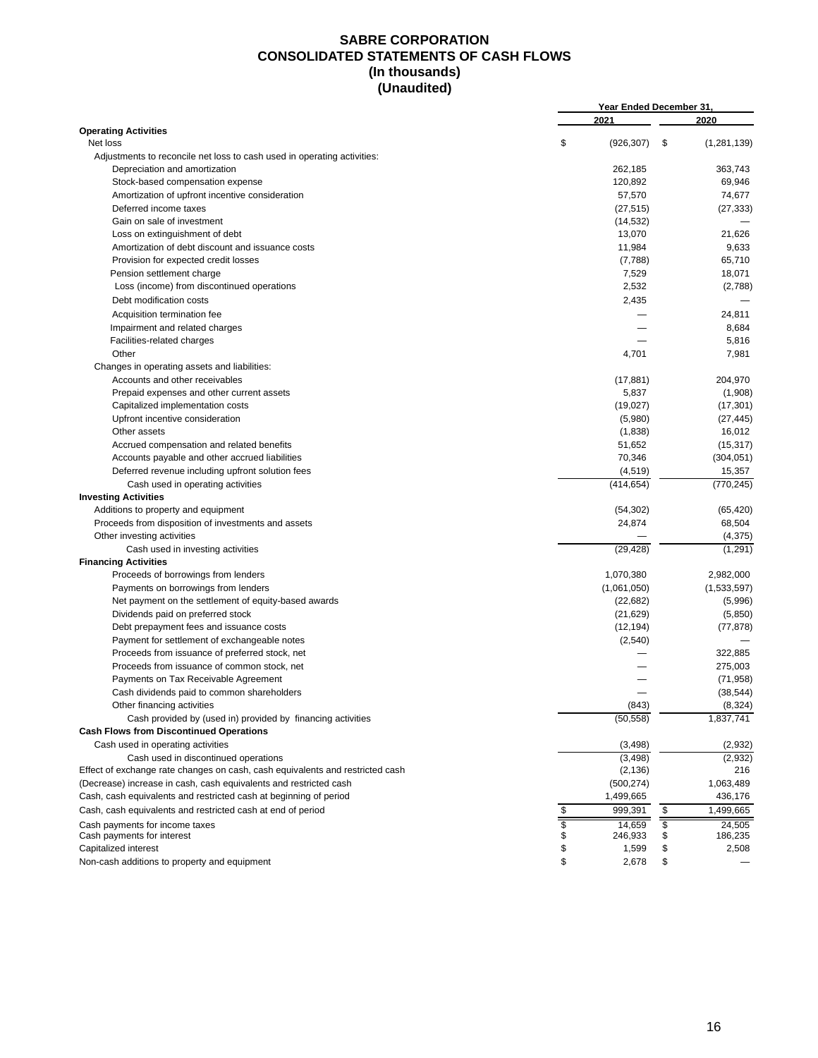# SABRE CORPORATION
# CONSOLIDATED STATEMENTS OF CASH FLOWS
# (In thousands)
# (Unaudited)

| | Year Ended December 31, | |
|---|---|---|
| | 2021 | 2020 |
| **Operating Activities** | | |
| Net loss | $ (926,307) | $ (1,281,139) |
| Adjustments to reconcile net loss to cash used in operating activities: | | |
| Depreciation and amortization | 262,185 | 363,743 |
| Stock-based compensation expense | 120,892 | 69,946 |
| Amortization of upfront incentive consideration | 57,570 | 74,677 |
| Deferred income taxes | (27,515) | (27,333) |
| Gain on sale of investment | (14,532) | — |
| Loss on extinguishment of debt | 13,070 | 21,626 |
| Amortization of debt discount and issuance costs | 11,984 | 9,633 |
| Provision for expected credit losses | (7,788) | 65,710 |
| Pension settlement charge | 7,529 | 18,071 |
| Loss (income) from discontinued operations | 2,532 | (2,788) |
| Debt modification costs | 2,435 | — |
| Acquisition termination fee | — | 24,811 |
| Impairment and related charges | — | 8,684 |
| Facilities-related charges | — | 5,816 |
| Other | 4,701 | 7,981 |
| Changes in operating assets and liabilities: | | |
| Accounts and other receivables | (17,881) | 204,970 |
| Prepaid expenses and other current assets | 5,837 | (1,908) |
| Capitalized implementation costs | (19,027) | (17,301) |
| Upfront incentive consideration | (5,980) | (27,445) |
| Other assets | (1,838) | 16,012 |
| Accrued compensation and related benefits | 51,652 | (15,317) |
| Accounts payable and other accrued liabilities | 70,346 | (304,051) |
| Deferred revenue including upfront solution fees | (4,519) | 15,357 |
| Cash used in operating activities | (414,654) | (770,245) |
| **Investing Activities** | | |
| Additions to property and equipment | (54,302) | (65,420) |
| Proceeds from disposition of investments and assets | 24,874 | 68,504 |
| Other investing activities | — | (4,375) |
| Cash used in investing activities | (29,428) | (1,291) |
| **Financing Activities** | | |
| Proceeds of borrowings from lenders | 1,070,380 | 2,982,000 |
| Payments on borrowings from lenders | (1,061,050) | (1,533,597) |
| Net payment on the settlement of equity-based awards | (22,682) | (5,996) |
| Dividends paid on preferred stock | (21,629) | (5,850) |
| Debt prepayment fees and issuance costs | (12,194) | (77,878) |
| Payment for settlement of exchangeable notes | (2,540) | — |
| Proceeds from issuance of preferred stock, net | — | 322,885 |
| Proceeds from issuance of common stock, net | — | 275,003 |
| Payments on Tax Receivable Agreement | — | (71,958) |
| Cash dividends paid to common shareholders | — | (38,544) |
| Other financing activities | (843) | (8,324) |
| Cash provided by (used in) provided by financing activities | (50,558) | 1,837,741 |
| **Cash Flows from Discontinued Operations** | | |
| Cash used in operating activities | (3,498) | (2,932) |
| Cash used in discontinued operations | (3,498) | (2,932) |
| Effect of exchange rate changes on cash, cash equivalents and restricted cash | (2,136) | 216 |
| (Decrease) increase in cash, cash equivalents and restricted cash | (500,274) | 1,063,489 |
| Cash, cash equivalents and restricted cash at beginning of period | 1,499,665 | 436,176 |
| Cash, cash equivalents and restricted cash at end of period | $ 999,391 | $ 1,499,665 |
| Cash payments for income taxes | $ 14,659 | $ 24,505 |
| Cash payments for interest | $ 246,933 | $ 186,235 |
| Capitalized interest | $ 1,599 | $ 2,508 |
| Non-cash additions to property and equipment | $ 2,678 | $ — |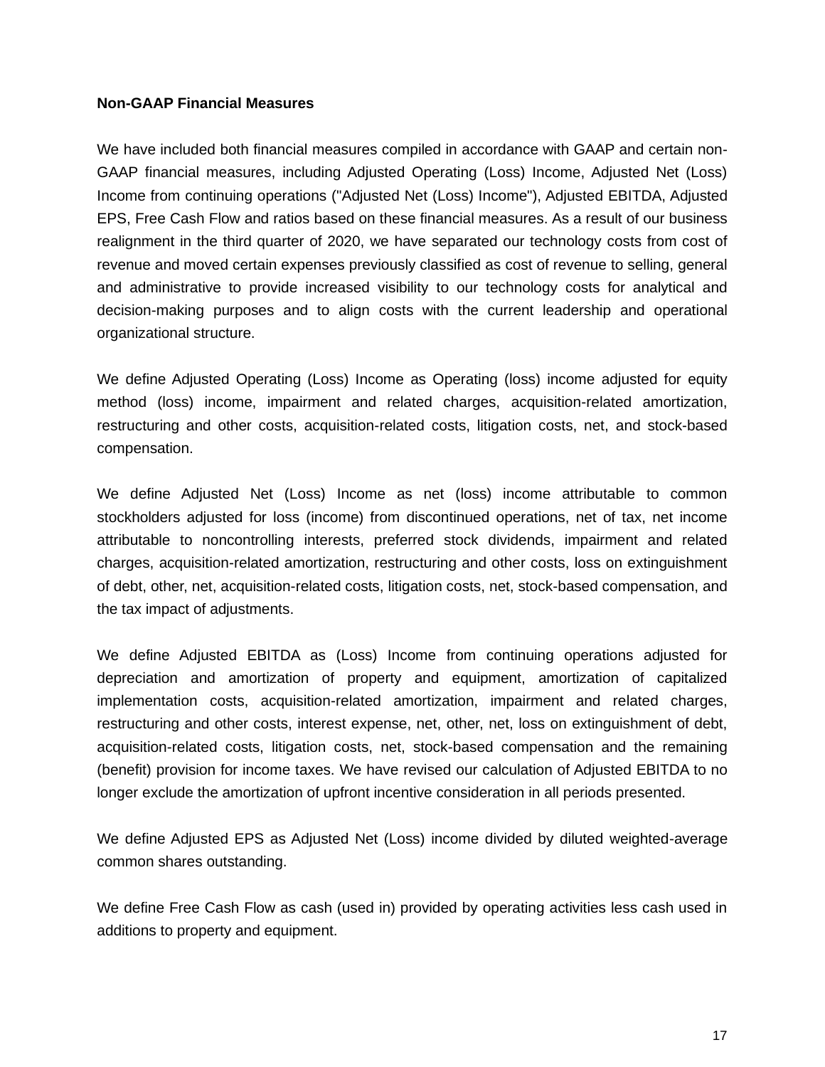**Non-GAAP Financial Measures**

We have included both financial measures compiled in accordance with GAAP and certain non-GAAP financial measures, including Adjusted Operating (Loss) Income, Adjusted Net (Loss) Income from continuing operations ("Adjusted Net (Loss) Income"), Adjusted EBITDA, Adjusted EPS, Free Cash Flow and ratios based on these financial measures. As a result of our business realignment in the third quarter of 2020, we have separated our technology costs from cost of revenue and moved certain expenses previously classified as cost of revenue to selling, general and administrative to provide increased visibility to our technology costs for analytical and decision-making purposes and to align costs with the current leadership and operational organizational structure.

We define Adjusted Operating (Loss) Income as Operating (loss) income adjusted for equity method (loss) income, impairment and related charges, acquisition-related amortization, restructuring and other costs, acquisition-related costs, litigation costs, net, and stock-based compensation.

We define Adjusted Net (Loss) Income as net (loss) income attributable to common stockholders adjusted for loss (income) from discontinued operations, net of tax, net income attributable to noncontrolling interests, preferred stock dividends, impairment and related charges, acquisition-related amortization, restructuring and other costs, loss on extinguishment of debt, other, net, acquisition-related costs, litigation costs, net, stock-based compensation, and the tax impact of adjustments.

We define Adjusted EBITDA as (Loss) Income from continuing operations adjusted for depreciation and amortization of property and equipment, amortization of capitalized implementation costs, acquisition-related amortization, impairment and related charges, restructuring and other costs, interest expense, net, other, net, loss on extinguishment of debt, acquisition-related costs, litigation costs, net, stock-based compensation and the remaining (benefit) provision for income taxes. We have revised our calculation of Adjusted EBITDA to no longer exclude the amortization of upfront incentive consideration in all periods presented.

We define Adjusted EPS as Adjusted Net (Loss) income divided by diluted weighted-average common shares outstanding.

We define Free Cash Flow as cash (used in) provided by operating activities less cash used in additions to property and equipment.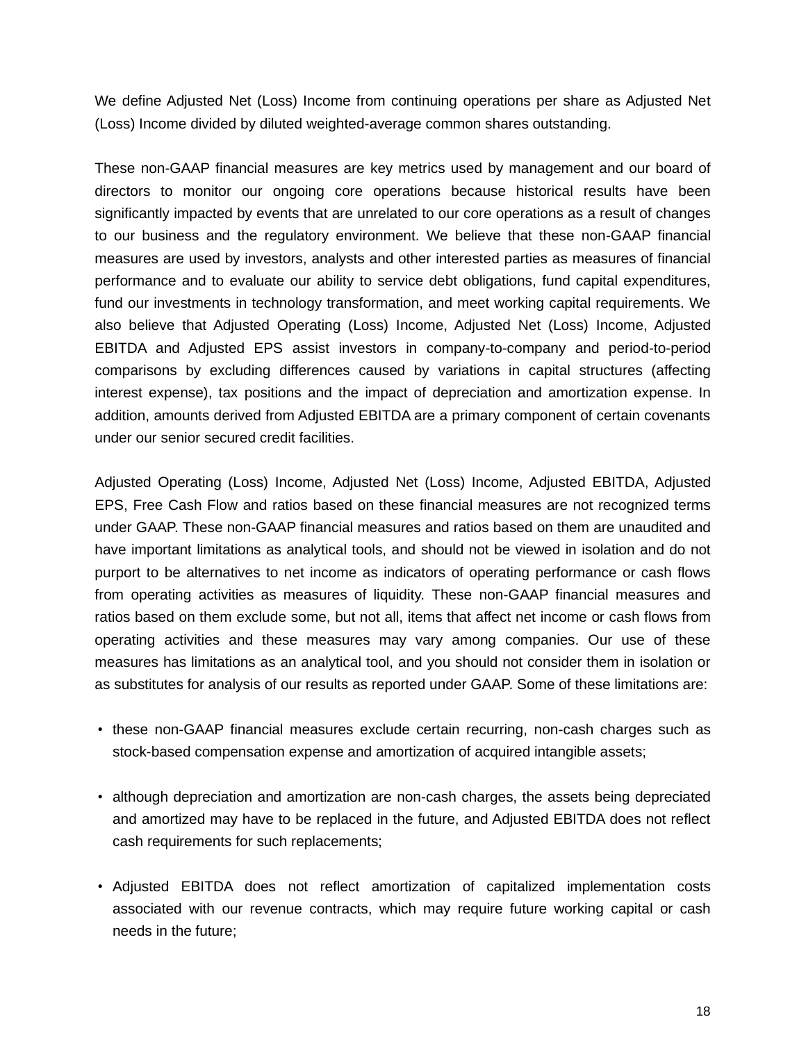We define Adjusted Net (Loss) Income from continuing operations per share as Adjusted Net (Loss) Income divided by diluted weighted-average common shares outstanding.

These non-GAAP financial measures are key metrics used by management and our board of directors to monitor our ongoing core operations because historical results have been significantly impacted by events that are unrelated to our core operations as a result of changes to our business and the regulatory environment. We believe that these non-GAAP financial measures are used by investors, analysts and other interested parties as measures of financial performance and to evaluate our ability to service debt obligations, fund capital expenditures, fund our investments in technology transformation, and meet working capital requirements. We also believe that Adjusted Operating (Loss) Income, Adjusted Net (Loss) Income, Adjusted EBITDA and Adjusted EPS assist investors in company-to-company and period-to-period comparisons by excluding differences caused by variations in capital structures (affecting interest expense), tax positions and the impact of depreciation and amortization expense. In addition, amounts derived from Adjusted EBITDA are a primary component of certain covenants under our senior secured credit facilities.

Adjusted Operating (Loss) Income, Adjusted Net (Loss) Income, Adjusted EBITDA, Adjusted EPS, Free Cash Flow and ratios based on these financial measures are not recognized terms under GAAP. These non-GAAP financial measures and ratios based on them are unaudited and have important limitations as analytical tools, and should not be viewed in isolation and do not purport to be alternatives to net income as indicators of operating performance or cash flows from operating activities as measures of liquidity. These non-GAAP financial measures and ratios based on them exclude some, but not all, items that affect net income or cash flows from operating activities and these measures may vary among companies. Our use of these measures has limitations as an analytical tool, and you should not consider them in isolation or as substitutes for analysis of our results as reported under GAAP. Some of these limitations are:

- these non-GAAP financial measures exclude certain recurring, non-cash charges such as stock-based compensation expense and amortization of acquired intangible assets;
- although depreciation and amortization are non-cash charges, the assets being depreciated and amortized may have to be replaced in the future, and Adjusted EBITDA does not reflect cash requirements for such replacements;
- Adjusted EBITDA does not reflect amortization of capitalized implementation costs associated with our revenue contracts, which may require future working capital or cash needs in the future;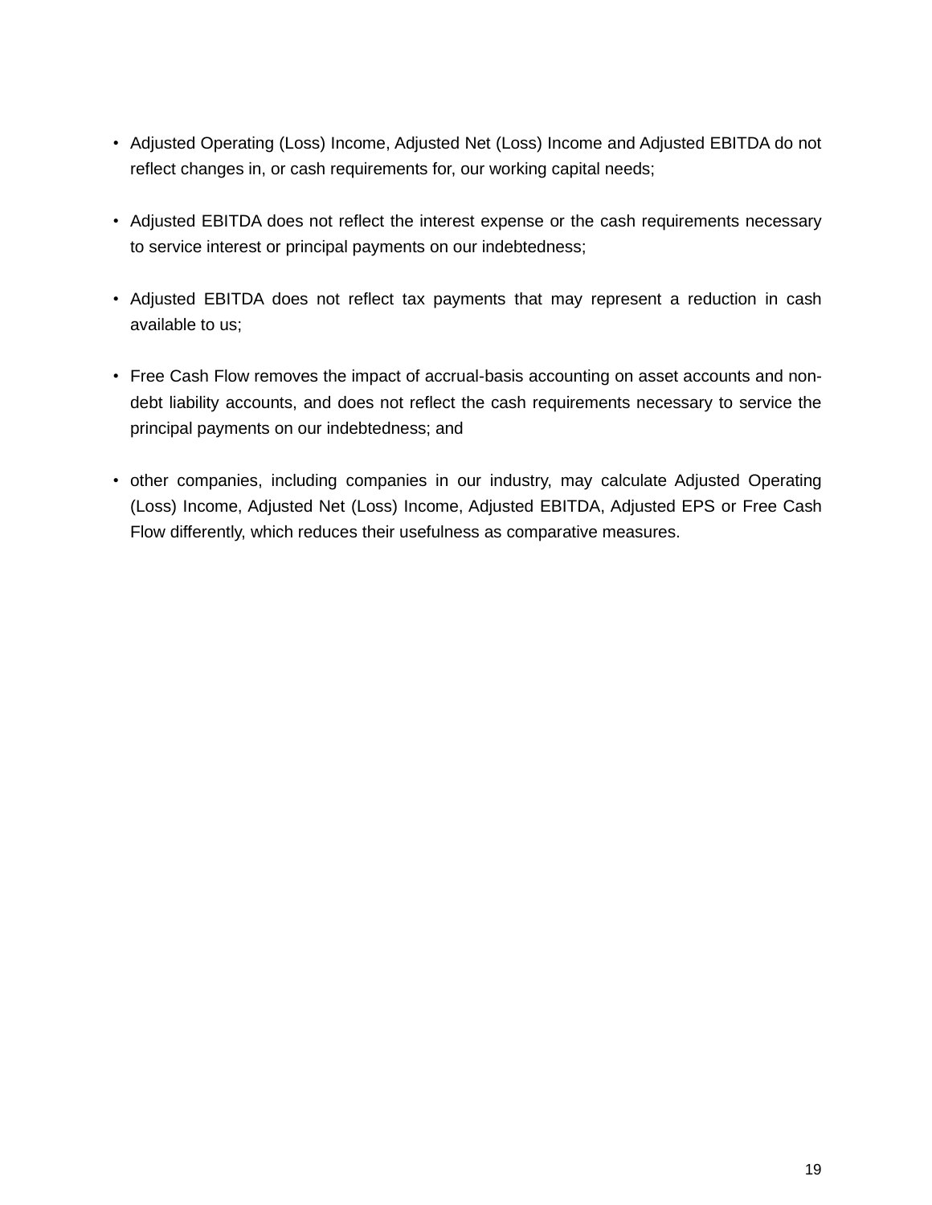- Adjusted Operating (Loss) Income, Adjusted Net (Loss) Income and Adjusted EBITDA do not reflect changes in, or cash requirements for, our working capital needs;

- Adjusted EBITDA does not reflect the interest expense or the cash requirements necessary to service interest or principal payments on our indebtedness;

- Adjusted EBITDA does not reflect tax payments that may represent a reduction in cash available to us;

- Free Cash Flow removes the impact of accrual-basis accounting on asset accounts and non-debt liability accounts, and does not reflect the cash requirements necessary to service the principal payments on our indebtedness; and

- other companies, including companies in our industry, may calculate Adjusted Operating (Loss) Income, Adjusted Net (Loss) Income, Adjusted EBITDA, Adjusted EPS or Free Cash Flow differently, which reduces their usefulness as comparative measures.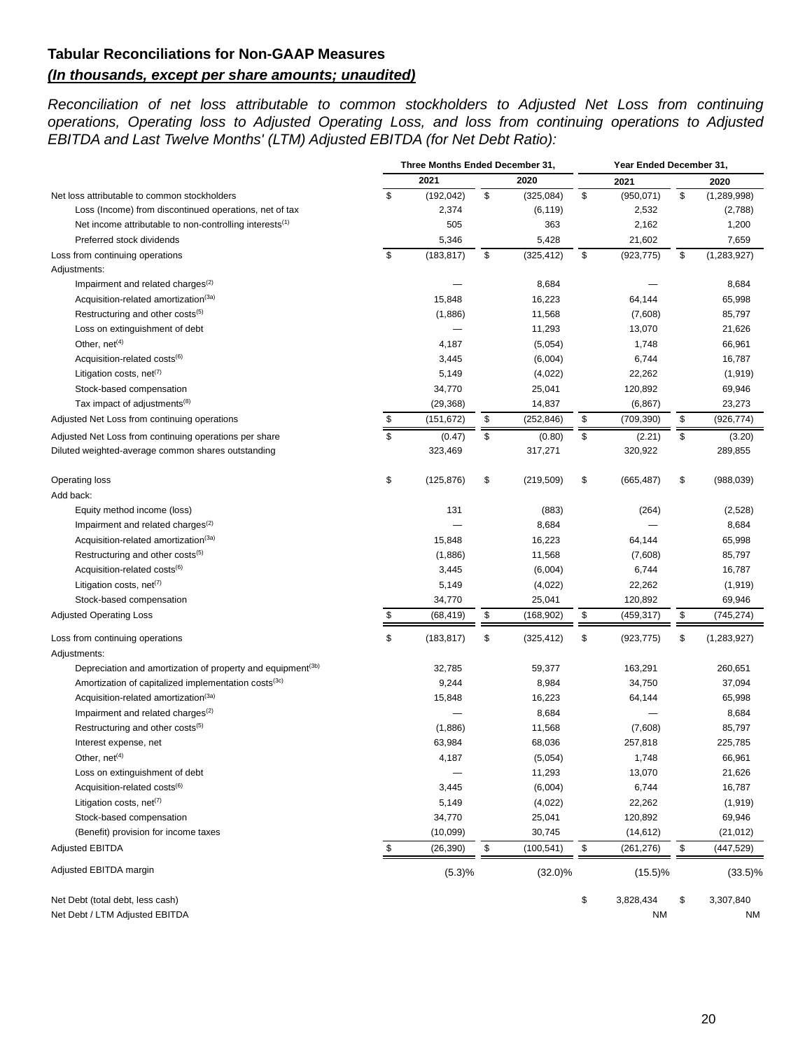## Tabular Reconciliations for Non-GAAP Measures

***(In thousands, except per share amounts; unaudited)***

*Reconciliation of net loss attributable to common stockholders to Adjusted Net Loss from continuing operations, Operating loss to Adjusted Operating Loss, and loss from continuing operations to Adjusted EBITDA and Last Twelve Months' (LTM) Adjusted EBITDA (for Net Debt Ratio):*

| | Three Months Ended December 31, | | Year Ended December 31, | |
|---|---|---|---|---|
| | 2021 | 2020 | 2021 | 2020 |
| Net loss attributable to common stockholders | $ (192,042) | $ (325,084) | $ (950,071) | $ (1,289,998) |
| Loss (Income) from discontinued operations, net of tax | 2,374 | (6,119) | 2,532 | (2,788) |
| Net income attributable to non-controlling interests[(1)] | 505 | 363 | 2,162 | 1,200 |
| Preferred stock dividends | 5,346 | 5,428 | 21,602 | 7,659 |
| Loss from continuing operations | $ (183,817) | $ (325,412) | $ (923,775) | $ (1,283,927) |
| Adjustments: | | | | |
| Impairment and related charges[(2)] | — | 8,684 | — | 8,684 |
| Acquisition-related amortization[(3a)] | 15,848 | 16,223 | 64,144 | 65,998 |
| Restructuring and other costs[(5)] | (1,886) | 11,568 | (7,608) | 85,797 |
| Loss on extinguishment of debt | — | 11,293 | 13,070 | 21,626 |
| Other, net[(4)] | 4,187 | (5,054) | 1,748 | 66,961 |
| Acquisition-related costs[(6)] | 3,445 | (6,004) | 6,744 | 16,787 |
| Litigation costs, net[(7)] | 5,149 | (4,022) | 22,262 | (1,919) |
| Stock-based compensation | 34,770 | 25,041 | 120,892 | 69,946 |
| Tax impact of adjustments[(8)] | (29,368) | 14,837 | (6,867) | 23,273 |
| Adjusted Net Loss from continuing operations | $ (151,672) | $ (252,846) | $ (709,390) | $ (926,774) |
| Adjusted Net Loss from continuing operations per share | $ (0.47) | $ (0.80) | $ (2.21) | $ (3.20) |
| Diluted weighted-average common shares outstanding | 323,469 | 317,271 | 320,922 | 289,855 |
| | | | | |
| Operating loss | $ (125,876) | $ (219,509) | $ (665,487) | $ (988,039) |
| Add back: | | | | |
| Equity method income (loss) | 131 | (883) | (264) | (2,528) |
| Impairment and related charges[(2)] | — | 8,684 | — | 8,684 |
| Acquisition-related amortization[(3a)] | 15,848 | 16,223 | 64,144 | 65,998 |
| Restructuring and other costs[(5)] | (1,886) | 11,568 | (7,608) | 85,797 |
| Acquisition-related costs[(6)] | 3,445 | (6,004) | 6,744 | 16,787 |
| Litigation costs, net[(7)] | 5,149 | (4,022) | 22,262 | (1,919) |
| Stock-based compensation | 34,770 | 25,041 | 120,892 | 69,946 |
| Adjusted Operating Loss | $ (68,419) | $ (168,902) | $ (459,317) | $ (745,274) |
| | | | | |
| Loss from continuing operations | $ (183,817) | $ (325,412) | $ (923,775) | $ (1,283,927) |
| Adjustments: | | | | |
| Depreciation and amortization of property and equipment[(3b)] | 32,785 | 59,377 | 163,291 | 260,651 |
| Amortization of capitalized implementation costs[(3c)] | 9,244 | 8,984 | 34,750 | 37,094 |
| Acquisition-related amortization[(3a)] | 15,848 | 16,223 | 64,144 | 65,998 |
| Impairment and related charges[(2)] | — | 8,684 | — | 8,684 |
| Restructuring and other costs[(5)] | (1,886) | 11,568 | (7,608) | 85,797 |
| Interest expense, net | 63,984 | 68,036 | 257,818 | 225,785 |
| Other, net[(4)] | 4,187 | (5,054) | 1,748 | 66,961 |
| Loss on extinguishment of debt | — | 11,293 | 13,070 | 21,626 |
| Acquisition-related costs[(6)] | 3,445 | (6,004) | 6,744 | 16,787 |
| Litigation costs, net[(7)] | 5,149 | (4,022) | 22,262 | (1,919) |
| Stock-based compensation | 34,770 | 25,041 | 120,892 | 69,946 |
| (Benefit) provision for income taxes | (10,099) | 30,745 | (14,612) | (21,012) |
| Adjusted EBITDA | $ (26,390) | $ (100,541) | $ (261,276) | $ (447,529) |
| Adjusted EBITDA margin | (5.3)% | (32.0)% | (15.5)% | (33.5)% |
| | | | | |
| Net Debt (total debt, less cash) | | | $ 3,828,434 | $ 3,307,840 |
| Net Debt / LTM Adjusted EBITDA | | | NM | NM |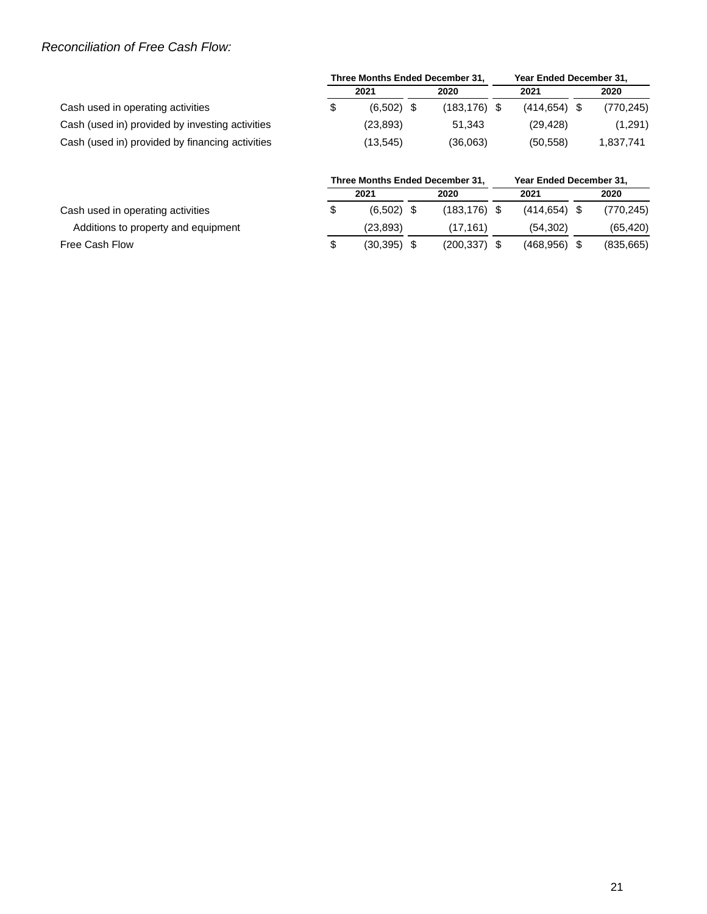*Reconciliation of Free Cash Flow:*

| | Three Months Ended December 31, | | Year Ended December 31, | |
|---|---|---|---|---|
| | 2021 | 2020 | 2021 | 2020 |
| Cash used in operating activities | $ (6,502) | $ (183,176) | $ (414,654) | $ (770,245) |
| Cash (used in) provided by investing activities | (23,893) | 51,343 | (29,428) | (1,291) |
| Cash (used in) provided by financing activities | (13,545) | (36,063) | (50,558) | 1,837,741 |

| | Three Months Ended December 31, | | Year Ended December 31, | |
|---|---|---|---|---|
| | 2021 | 2020 | 2021 | 2020 |
| Cash used in operating activities | $ (6,502) | $ (183,176) | $ (414,654) | $ (770,245) |
| Additions to property and equipment | (23,893) | (17,161) | (54,302) | (65,420) |
| Free Cash Flow | $ (30,395) | $ (200,337) | $ (468,956) | $ (835,665) |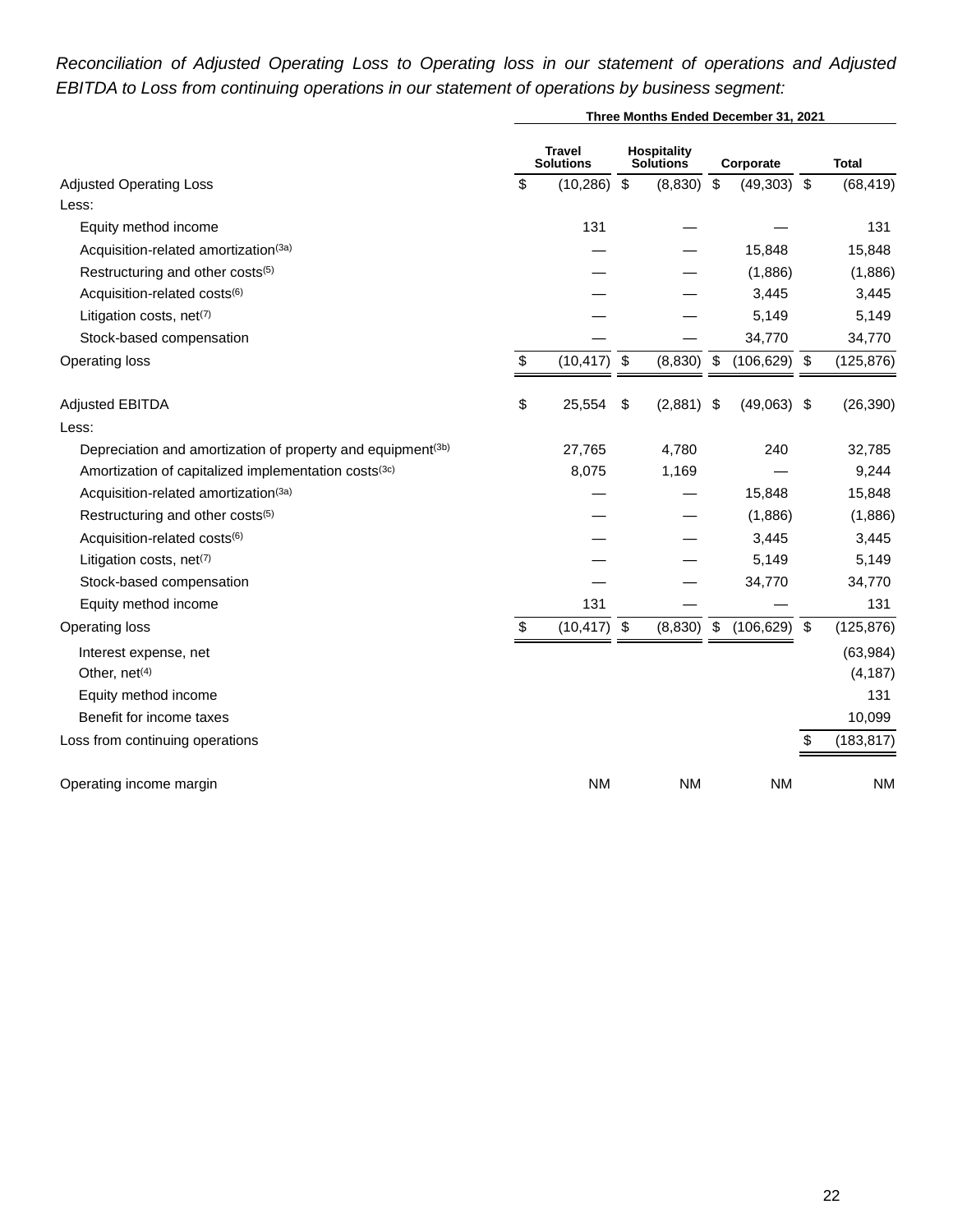*Reconciliation of Adjusted Operating Loss to Operating loss in our statement of operations and Adjusted EBITDA to Loss from continuing operations in our statement of operations by business segment:*

| | Three Months Ended December 31, 2021 | | | |
|---|---|---|---|---|
| | Travel Solutions | Hospitality Solutions | Corporate | Total |
| Adjusted Operating Loss | $ (10,286) | $ (8,830) | $ (49,303) | $ (68,419) |
| Less: | | | | |
| Equity method income | 131 | — | — | 131 |
| Acquisition-related amortization(3a) | — | — | 15,848 | 15,848 |
| Restructuring and other costs(5) | — | — | (1,886) | (1,886) |
| Acquisition-related costs(6) | — | — | 3,445 | 3,445 |
| Litigation costs, net(7) | — | — | 5,149 | 5,149 |
| Stock-based compensation | — | — | 34,770 | 34,770 |
| Operating loss | $ (10,417) | $ (8,830) | $ (106,629) | $ (125,876) |
| | | | | |
| Adjusted EBITDA | $ 25,554 | $ (2,881) | $ (49,063) | $ (26,390) |
| Less: | | | | |
| Depreciation and amortization of property and equipment(3b) | 27,765 | 4,780 | 240 | 32,785 |
| Amortization of capitalized implementation costs(3c) | 8,075 | 1,169 | — | 9,244 |
| Acquisition-related amortization(3a) | — | — | 15,848 | 15,848 |
| Restructuring and other costs(5) | — | — | (1,886) | (1,886) |
| Acquisition-related costs(6) | — | — | 3,445 | 3,445 |
| Litigation costs, net(7) | — | — | 5,149 | 5,149 |
| Stock-based compensation | — | — | 34,770 | 34,770 |
| Equity method income | 131 | — | — | 131 |
| Operating loss | $ (10,417) | $ (8,830) | $ (106,629) | $ (125,876) |
| Interest expense, net | | | | (63,984) |
| Other, net(4) | | | | (4,187) |
| Equity method income | | | | 131 |
| Benefit for income taxes | | | | 10,099 |
| Loss from continuing operations | | | | $ (183,817) |
| | | | | |
| Operating income margin | NM | NM | NM | NM |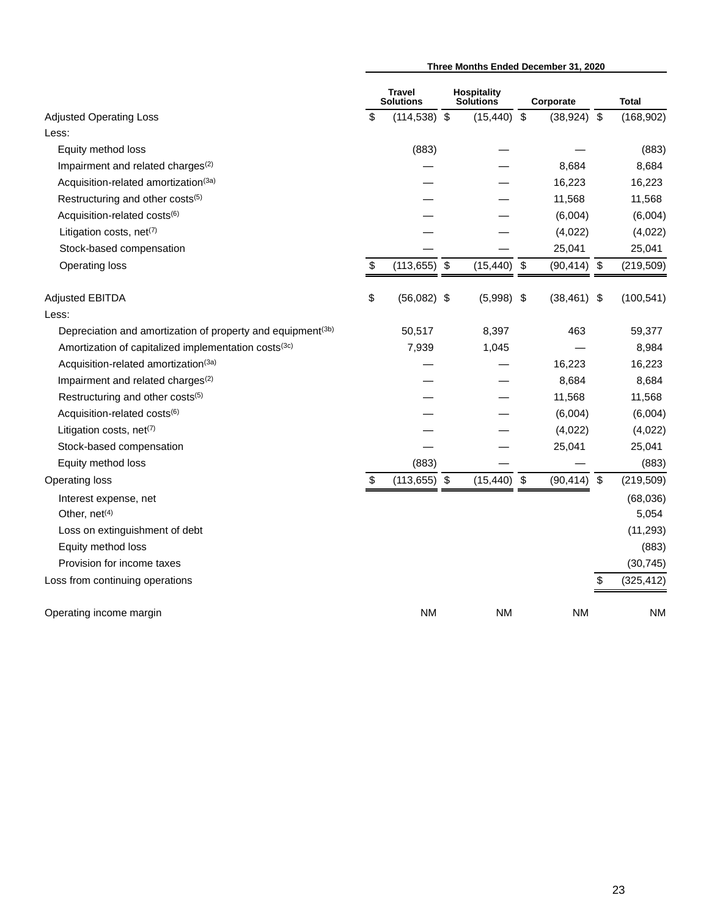| | Three Months Ended December 31, 2020 | | | |
|---|---|---|---|---|
| | Travel Solutions | Hospitality Solutions | Corporate | Total |
| Adjusted Operating Loss | $ (114,538) | $ (15,440) | $ (38,924) | $ (168,902) |
| Less: | | | | |
| Equity method loss | (883) | — | — | (883) |
| Impairment and related charges[(2)] | — | — | 8,684 | 8,684 |
| Acquisition-related amortization[(3a)] | — | — | 16,223 | 16,223 |
| Restructuring and other costs[(5)] | — | — | 11,568 | 11,568 |
| Acquisition-related costs[(6)] | — | — | (6,004) | (6,004) |
| Litigation costs, net[(7)] | — | — | (4,022) | (4,022) |
| Stock-based compensation | — | — | 25,041 | 25,041 |
| Operating loss | $ (113,655) | $ (15,440) | $ (90,414) | $ (219,509) |
| | | | | |
| Adjusted EBITDA | $ (56,082) | $ (5,998) | $ (38,461) | $ (100,541) |
| Less: | | | | |
| Depreciation and amortization of property and equipment[(3b)] | 50,517 | 8,397 | 463 | 59,377 |
| Amortization of capitalized implementation costs[(3c)] | 7,939 | 1,045 | — | 8,984 |
| Acquisition-related amortization[(3a)] | — | — | 16,223 | 16,223 |
| Impairment and related charges[(2)] | — | — | 8,684 | 8,684 |
| Restructuring and other costs[(5)] | — | — | 11,568 | 11,568 |
| Acquisition-related costs[(6)] | — | — | (6,004) | (6,004) |
| Litigation costs, net[(7)] | — | — | (4,022) | (4,022) |
| Stock-based compensation | — | — | 25,041 | 25,041 |
| Equity method loss | (883) | — | — | (883) |
| Operating loss | $ (113,655) | $ (15,440) | $ (90,414) | $ (219,509) |
| Interest expense, net | | | | (68,036) |
| Other, net[(4)] | | | | 5,054 |
| Loss on extinguishment of debt | | | | (11,293) |
| Equity method loss | | | | (883) |
| Provision for income taxes | | | | (30,745) |
| Loss from continuing operations | | | | $ (325,412) |
| | | | | |
| Operating income margin | NM | NM | NM | NM |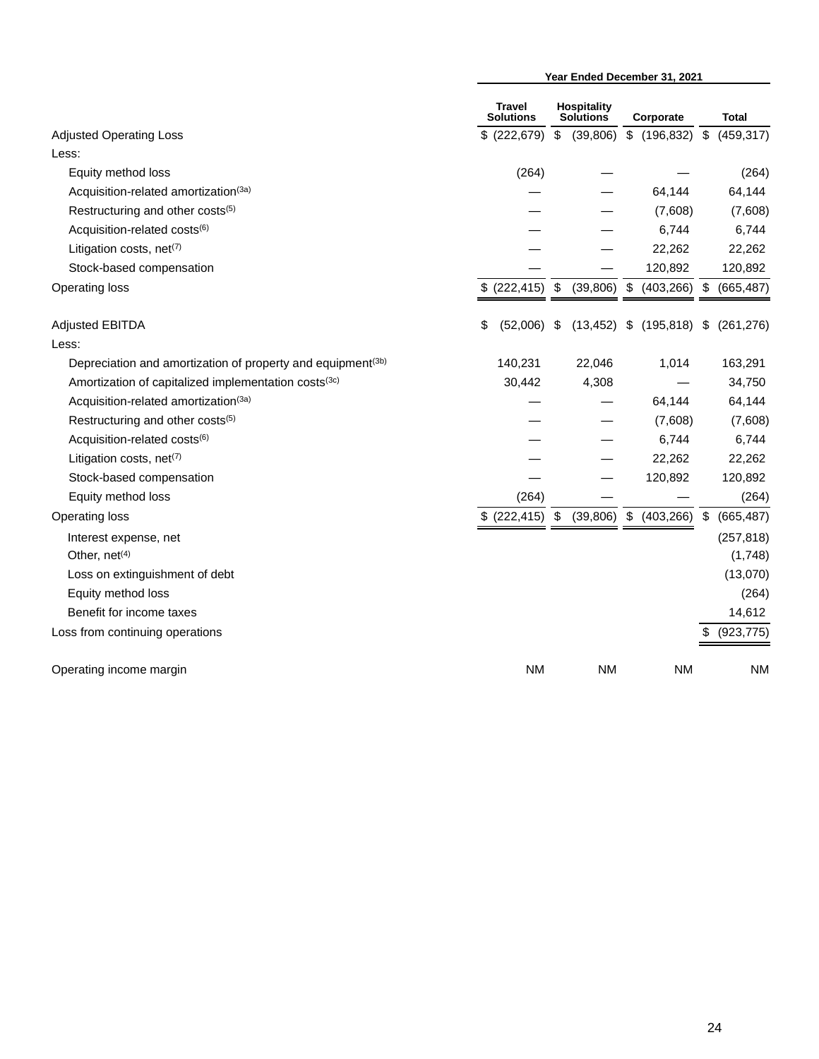| | Year Ended December 31, 2021 | | | |
|---|---|---|---|---|
| | Travel Solutions | Hospitality Solutions | Corporate | Total |
| Adjusted Operating Loss | $ (222,679) | $ (39,806) | $ (196,832) | $ (459,317) |
| Less: | | | | |
| Equity method loss | (264) | — | — | (264) |
| Acquisition-related amortization(3a) | — | — | 64,144 | 64,144 |
| Restructuring and other costs(5) | — | — | (7,608) | (7,608) |
| Acquisition-related costs(6) | — | — | 6,744 | 6,744 |
| Litigation costs, net(7) | — | — | 22,262 | 22,262 |
| Stock-based compensation | — | — | 120,892 | 120,892 |
| Operating loss | $ (222,415) | $ (39,806) | $ (403,266) | $ (665,487) |
| | | | | |
| Adjusted EBITDA | $ (52,006) | $ (13,452) | $ (195,818) | $ (261,276) |
| Less: | | | | |
| Depreciation and amortization of property and equipment(3b) | 140,231 | 22,046 | 1,014 | 163,291 |
| Amortization of capitalized implementation costs(3c) | 30,442 | 4,308 | — | 34,750 |
| Acquisition-related amortization(3a) | — | — | 64,144 | 64,144 |
| Restructuring and other costs(5) | — | — | (7,608) | (7,608) |
| Acquisition-related costs(6) | — | — | 6,744 | 6,744 |
| Litigation costs, net(7) | — | — | 22,262 | 22,262 |
| Stock-based compensation | — | — | 120,892 | 120,892 |
| Equity method loss | (264) | — | — | (264) |
| Operating loss | $ (222,415) | $ (39,806) | $ (403,266) | $ (665,487) |
| Interest expense, net | | | | (257,818) |
| Other, net(4) | | | | (1,748) |
| Loss on extinguishment of debt | | | | (13,070) |
| Equity method loss | | | | (264) |
| Benefit for income taxes | | | | 14,612 |
| Loss from continuing operations | | | | $ (923,775) |
| | | | | |
| Operating income margin | NM | NM | NM | NM |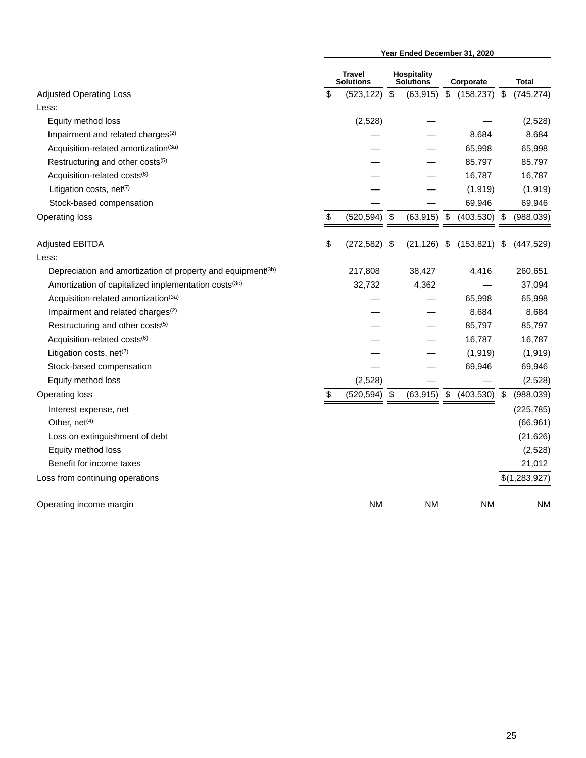| | Year Ended December 31, 2020 | | | |
|---|---|---|---|---|
| | Travel Solutions | Hospitality Solutions | Corporate | Total |
| Adjusted Operating Loss | $ (523,122) | $ (63,915) | $ (158,237) | $ (745,274) |
| Less: | | | | |
| Equity method loss | (2,528) | — | — | (2,528) |
| Impairment and related charges[(2)] | — | — | 8,684 | 8,684 |
| Acquisition-related amortization[(3a)] | — | — | 65,998 | 65,998 |
| Restructuring and other costs[(5)] | — | — | 85,797 | 85,797 |
| Acquisition-related costs[(6)] | — | — | 16,787 | 16,787 |
| Litigation costs, net[(7)] | — | — | (1,919) | (1,919) |
| Stock-based compensation | — | — | 69,946 | 69,946 |
| Operating loss | $ (520,594) | $ (63,915) | $ (403,530) | $ (988,039) |
| | | | | |
| Adjusted EBITDA | $ (272,582) | $ (21,126) | $ (153,821) | $ (447,529) |
| Less: | | | | |
| Depreciation and amortization of property and equipment[(3b)] | 217,808 | 38,427 | 4,416 | 260,651 |
| Amortization of capitalized implementation costs[(3c)] | 32,732 | 4,362 | — | 37,094 |
| Acquisition-related amortization[(3a)] | — | — | 65,998 | 65,998 |
| Impairment and related charges[(2)] | — | — | 8,684 | 8,684 |
| Restructuring and other costs[(5)] | — | — | 85,797 | 85,797 |
| Acquisition-related costs[(6)] | — | — | 16,787 | 16,787 |
| Litigation costs, net[(7)] | — | — | (1,919) | (1,919) |
| Stock-based compensation | — | — | 69,946 | 69,946 |
| Equity method loss | (2,528) | — | — | (2,528) |
| Operating loss | $ (520,594) | $ (63,915) | $ (403,530) | $ (988,039) |
| Interest expense, net | | | | (225,785) |
| Other, net[(4)] | | | | (66,961) |
| Loss on extinguishment of debt | | | | (21,626) |
| Equity method loss | | | | (2,528) |
| Benefit for income taxes | | | | 21,012 |
| Loss from continuing operations | | | | $(1,283,927) |
| | | | | |
| Operating income margin | NM | NM | NM | NM |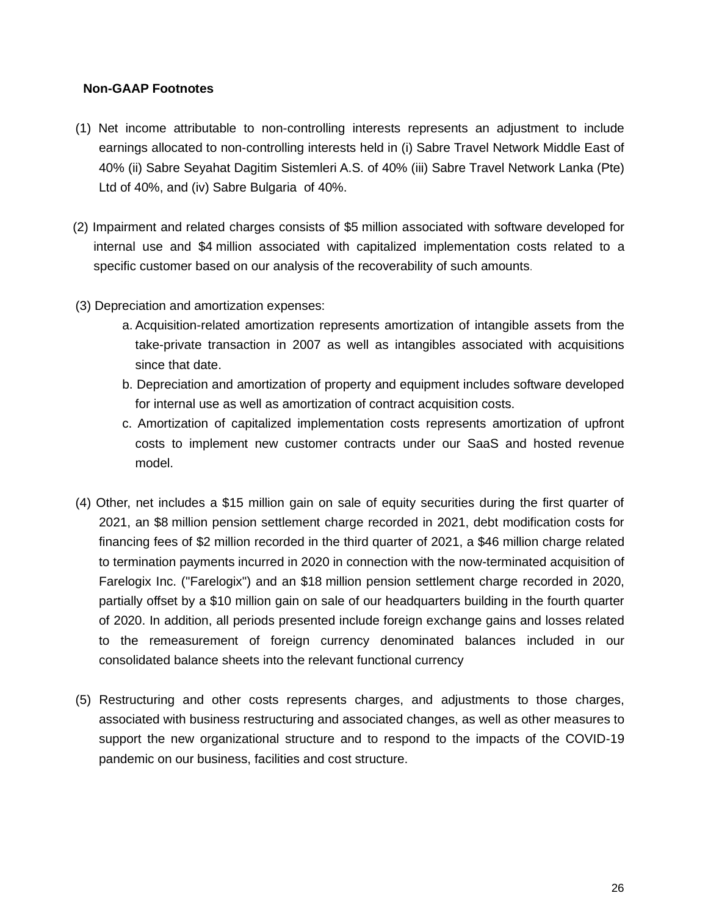**Non-GAAP Footnotes**

(1) Net income attributable to non-controlling interests represents an adjustment to include earnings allocated to non-controlling interests held in (i) Sabre Travel Network Middle East of 40% (ii) Sabre Seyahat Dagitim Sistemleri A.S. of 40% (iii) Sabre Travel Network Lanka (Pte) Ltd of 40%, and (iv) Sabre Bulgaria of 40%.

(2) Impairment and related charges consists of $5 million associated with software developed for internal use and $4 million associated with capitalized implementation costs related to a specific customer based on our analysis of the recoverability of such amounts.

(3) Depreciation and amortization expenses:

   a. Acquisition-related amortization represents amortization of intangible assets from the take-private transaction in 2007 as well as intangibles associated with acquisitions since that date.

   b. Depreciation and amortization of property and equipment includes software developed for internal use as well as amortization of contract acquisition costs.

   c. Amortization of capitalized implementation costs represents amortization of upfront costs to implement new customer contracts under our SaaS and hosted revenue model.

(4) Other, net includes a $15 million gain on sale of equity securities during the first quarter of 2021, an $8 million pension settlement charge recorded in 2021, debt modification costs for financing fees of $2 million recorded in the third quarter of 2021, a $46 million charge related to termination payments incurred in 2020 in connection with the now-terminated acquisition of Farelogix Inc. ("Farelogix") and an $18 million pension settlement charge recorded in 2020, partially offset by a $10 million gain on sale of our headquarters building in the fourth quarter of 2020. In addition, all periods presented include foreign exchange gains and losses related to the remeasurement of foreign currency denominated balances included in our consolidated balance sheets into the relevant functional currency

(5) Restructuring and other costs represents charges, and adjustments to those charges, associated with business restructuring and associated changes, as well as other measures to support the new organizational structure and to respond to the impacts of the COVID-19 pandemic on our business, facilities and cost structure.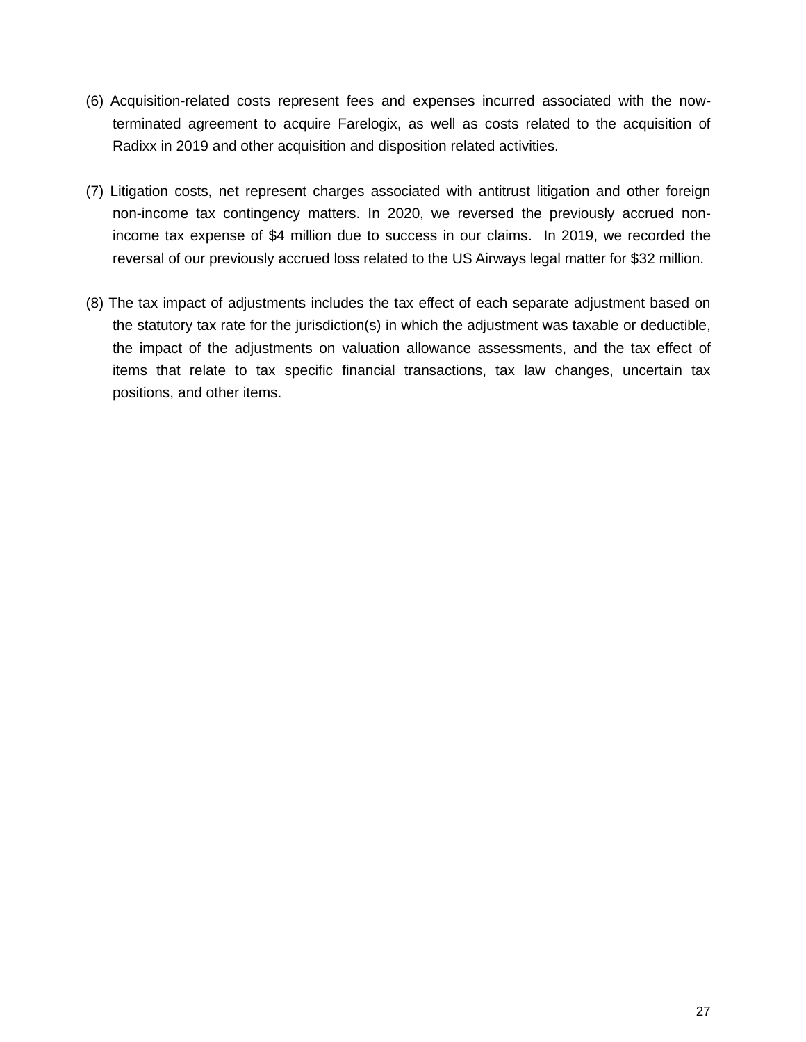(6) Acquisition-related costs represent fees and expenses incurred associated with the now-terminated agreement to acquire Farelogix, as well as costs related to the acquisition of Radixx in 2019 and other acquisition and disposition related activities.

(7) Litigation costs, net represent charges associated with antitrust litigation and other foreign non-income tax contingency matters. In 2020, we reversed the previously accrued non-income tax expense of $4 million due to success in our claims. In 2019, we recorded the reversal of our previously accrued loss related to the US Airways legal matter for $32 million.

(8) The tax impact of adjustments includes the tax effect of each separate adjustment based on the statutory tax rate for the jurisdiction(s) in which the adjustment was taxable or deductible, the impact of the adjustments on valuation allowance assessments, and the tax effect of items that relate to tax specific financial transactions, tax law changes, uncertain tax positions, and other items.